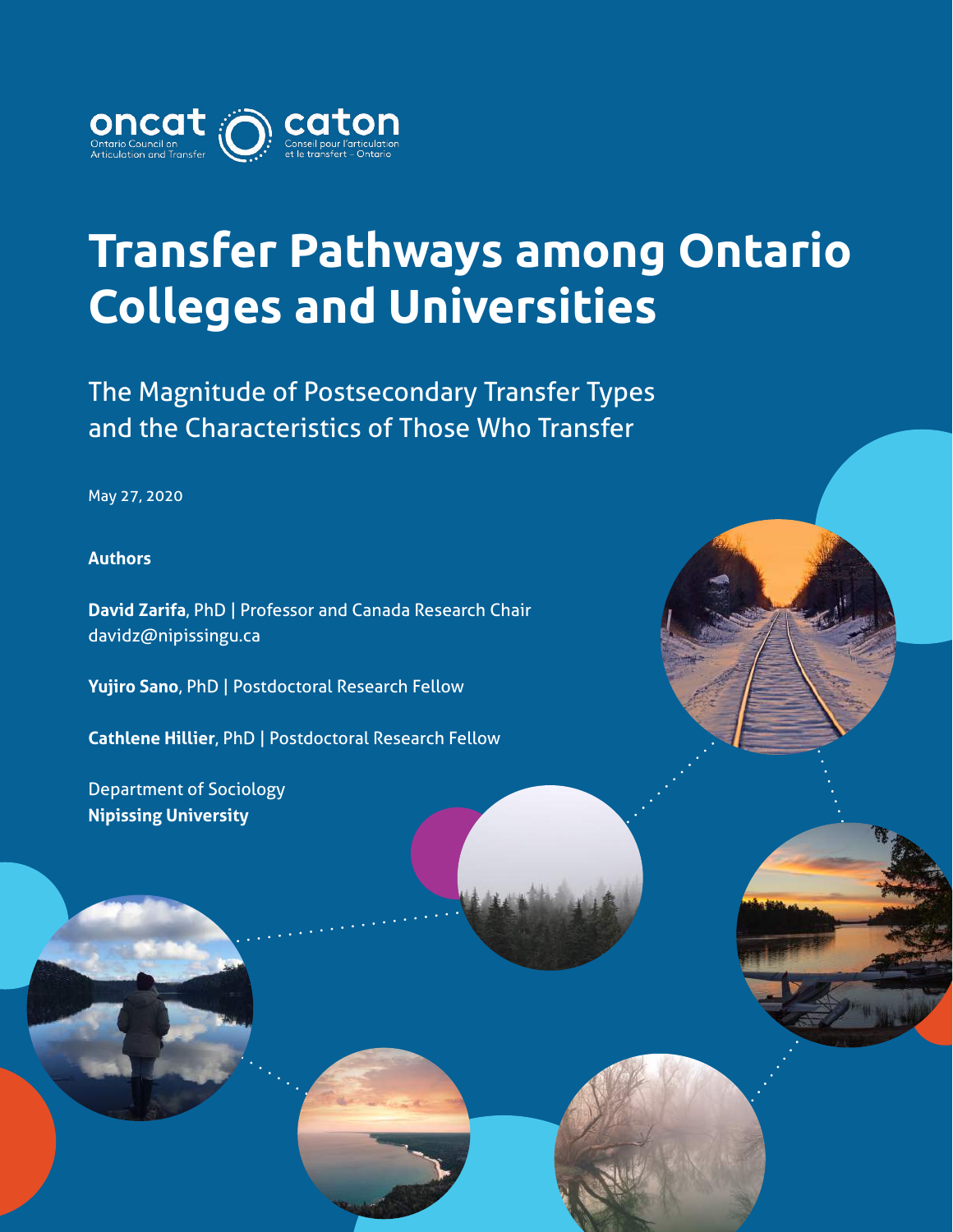oncat
Ontario Council on Articulation and Transfer

caton
Conseil pour l'articulation et le transfert – Ontario

# Transfer Pathways among Ontario Colleges and Universities

## The Magnitude of Postsecondary Transfer Types and the Characteristics of Those Who Transfer

May 27, 2020

**Authors**

**David Zarifa**, PhD | Professor and Canada Research Chair
davidz@nipissingu.ca

**Yujiro Sano**, PhD | Postdoctoral Research Fellow

**Cathlene Hillier**, PhD | Postdoctoral Research Fellow

Department of Sociology
**Nipissing University**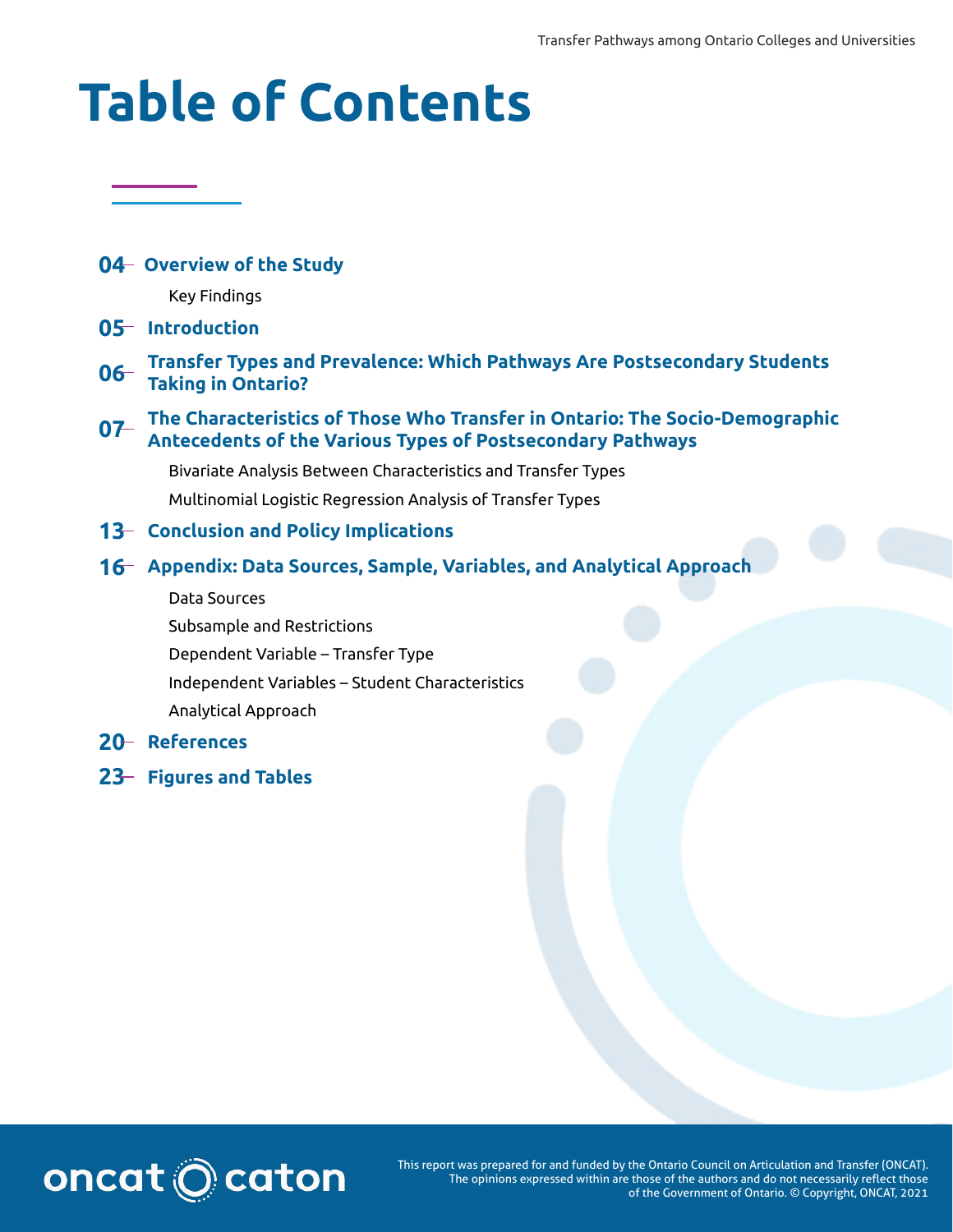# Table of Contents

- 04 **Overview of the Study**
  - Key Findings
- 05 **Introduction**
- 06 **Transfer Types and Prevalence: Which Pathways Are Postsecondary Students Taking in Ontario?**
- 07 **The Characteristics of Those Who Transfer in Ontario: The Socio-Demographic Antecedents of the Various Types of Postsecondary Pathways**
  - Bivariate Analysis Between Characteristics and Transfer Types
  - Multinomial Logistic Regression Analysis of Transfer Types
- 13 **Conclusion and Policy Implications**
- 16 **Appendix: Data Sources, Sample, Variables, and Analytical Approach**
  - Data Sources
  - Subsample and Restrictions
  - Dependent Variable – Transfer Type
  - Independent Variables – Student Characteristics
  - Analytical Approach
- 20 **References**
- 23 **Figures and Tables**

oncat caton

This report was prepared for and funded by the Ontario Council on Articulation and Transfer (ONCAT). The opinions expressed within are those of the authors and do not necessarily reflect those of the Government of Ontario. © Copyright, ONCAT, 2021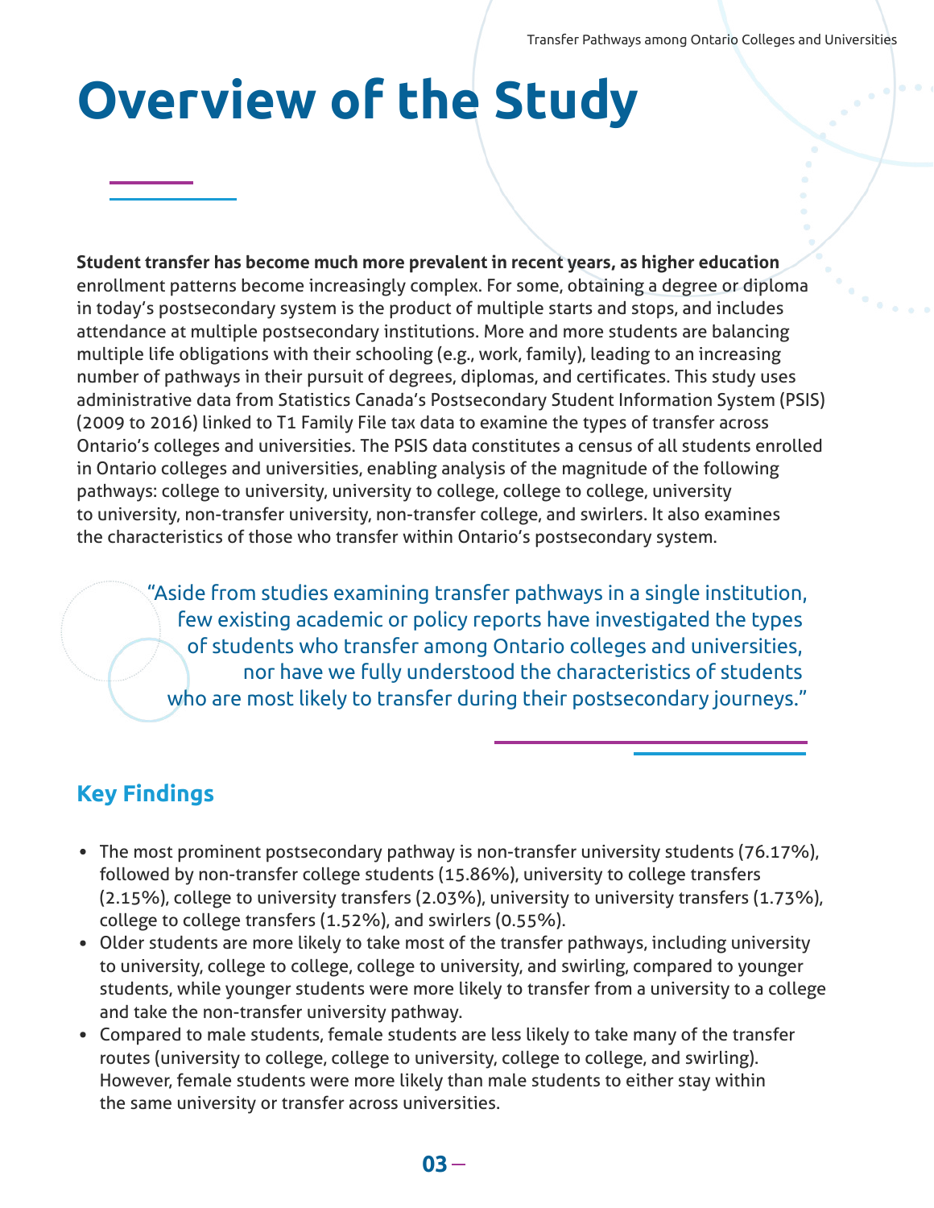# Overview of the Study

**Student transfer has become much more prevalent in recent years, as higher education** enrollment patterns become increasingly complex. For some, obtaining a degree or diploma in today's postsecondary system is the product of multiple starts and stops, and includes attendance at multiple postsecondary institutions. More and more students are balancing multiple life obligations with their schooling (e.g., work, family), leading to an increasing number of pathways in their pursuit of degrees, diplomas, and certificates. This study uses administrative data from Statistics Canada's Postsecondary Student Information System (PSIS) (2009 to 2016) linked to T1 Family File tax data to examine the types of transfer across Ontario's colleges and universities. The PSIS data constitutes a census of all students enrolled in Ontario colleges and universities, enabling analysis of the magnitude of the following pathways: college to university, university to college, college to college, university to university, non-transfer university, non-transfer college, and swirlers. It also examines the characteristics of those who transfer within Ontario's postsecondary system.

> "Aside from studies examining transfer pathways in a single institution, few existing academic or policy reports have investigated the types of students who transfer among Ontario colleges and universities, nor have we fully understood the characteristics of students who are most likely to transfer during their postsecondary journeys."

## Key Findings

- The most prominent postsecondary pathway is non-transfer university students (76.17%), followed by non-transfer college students (15.86%), university to college transfers (2.15%), college to university transfers (2.03%), university to university transfers (1.73%), college to college transfers (1.52%), and swirlers (0.55%).
- Older students are more likely to take most of the transfer pathways, including university to university, college to college, college to university, and swirling, compared to younger students, while younger students were more likely to transfer from a university to a college and take the non-transfer university pathway.
- Compared to male students, female students are less likely to take many of the transfer routes (university to college, college to university, college to college, and swirling). However, female students were more likely than male students to either stay within the same university or transfer across universities.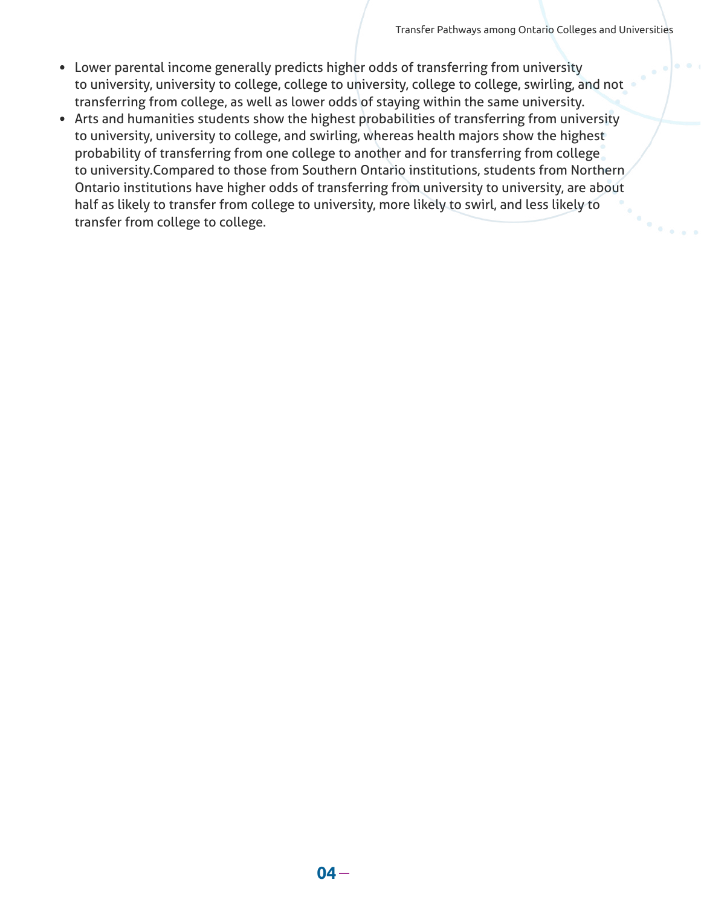- Lower parental income generally predicts higher odds of transferring from university to university, university to college, college to university, college to college, swirling, and not transferring from college, as well as lower odds of staying within the same university.
- Arts and humanities students show the highest probabilities of transferring from university to university, university to college, and swirling, whereas health majors show the highest probability of transferring from one college to another and for transferring from college to university.Compared to those from Southern Ontario institutions, students from Northern Ontario institutions have higher odds of transferring from university to university, are about half as likely to transfer from college to university, more likely to swirl, and less likely to transfer from college to college.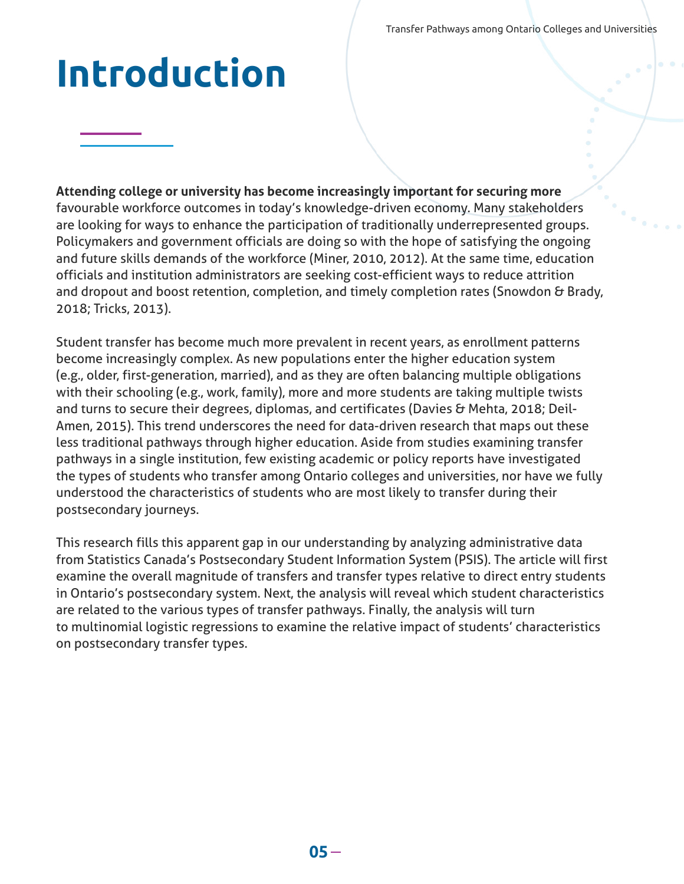# Introduction

**Attending college or university has become increasingly important for securing more** favourable workforce outcomes in today's knowledge-driven economy. Many stakeholders are looking for ways to enhance the participation of traditionally underrepresented groups. Policymakers and government officials are doing so with the hope of satisfying the ongoing and future skills demands of the workforce (Miner, 2010, 2012). At the same time, education officials and institution administrators are seeking cost-efficient ways to reduce attrition and dropout and boost retention, completion, and timely completion rates (Snowdon & Brady, 2018; Tricks, 2013).

Student transfer has become much more prevalent in recent years, as enrollment patterns become increasingly complex. As new populations enter the higher education system (e.g., older, first-generation, married), and as they are often balancing multiple obligations with their schooling (e.g., work, family), more and more students are taking multiple twists and turns to secure their degrees, diplomas, and certificates (Davies & Mehta, 2018; Deil-Amen, 2015). This trend underscores the need for data-driven research that maps out these less traditional pathways through higher education. Aside from studies examining transfer pathways in a single institution, few existing academic or policy reports have investigated the types of students who transfer among Ontario colleges and universities, nor have we fully understood the characteristics of students who are most likely to transfer during their postsecondary journeys.

This research fills this apparent gap in our understanding by analyzing administrative data from Statistics Canada's Postsecondary Student Information System (PSIS). The article will first examine the overall magnitude of transfers and transfer types relative to direct entry students in Ontario's postsecondary system. Next, the analysis will reveal which student characteristics are related to the various types of transfer pathways. Finally, the analysis will turn to multinomial logistic regressions to examine the relative impact of students' characteristics on postsecondary transfer types.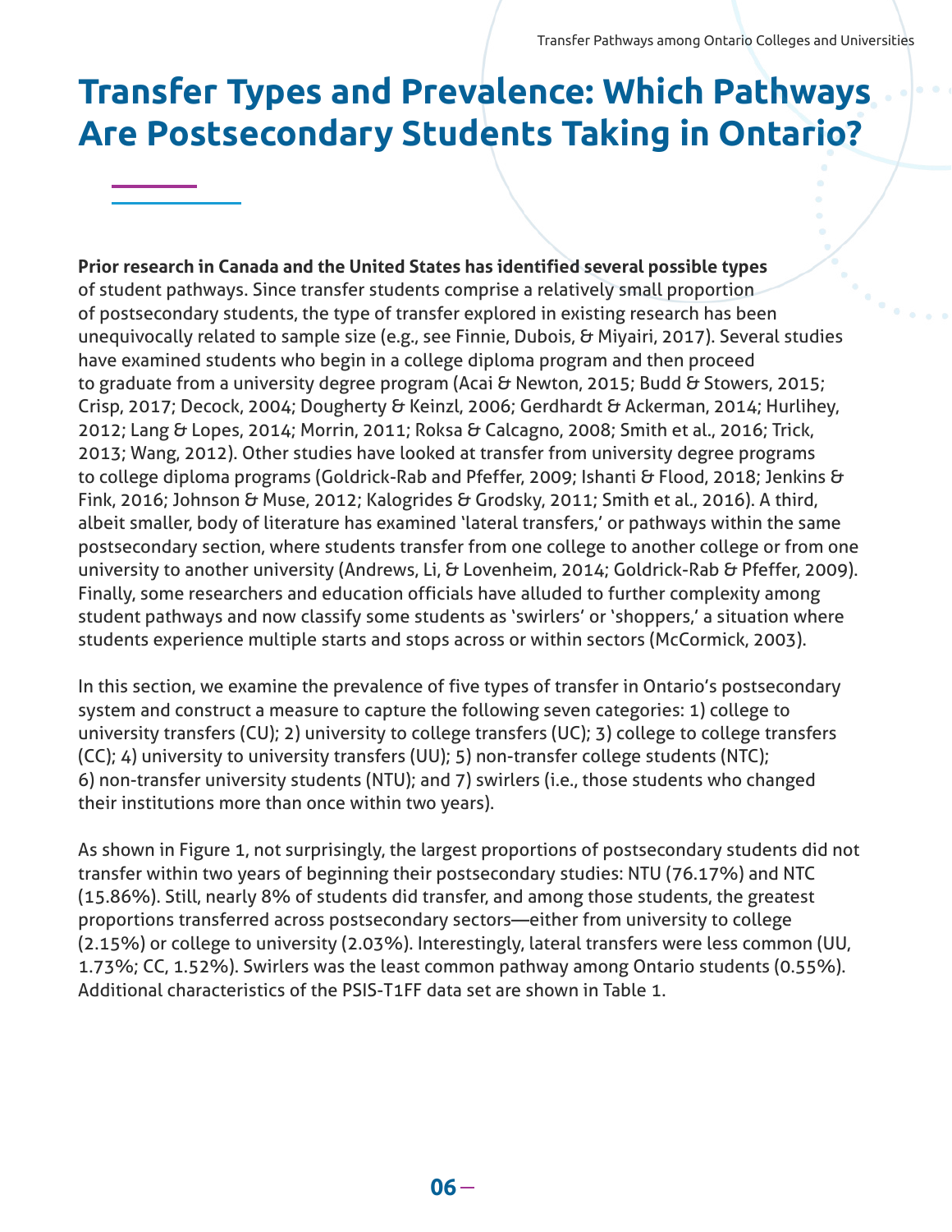# Transfer Types and Prevalence: Which Pathways Are Postsecondary Students Taking in Ontario?

**Prior research in Canada and the United States has identified several possible types** of student pathways. Since transfer students comprise a relatively small proportion of postsecondary students, the type of transfer explored in existing research has been unequivocally related to sample size (e.g., see Finnie, Dubois, & Miyairi, 2017). Several studies have examined students who begin in a college diploma program and then proceed to graduate from a university degree program (Acai & Newton, 2015; Budd & Stowers, 2015; Crisp, 2017; Decock, 2004; Dougherty & Keinzl, 2006; Gerdhardt & Ackerman, 2014; Hurlihey, 2012; Lang & Lopes, 2014; Morrin, 2011; Roksa & Calcagno, 2008; Smith et al., 2016; Trick, 2013; Wang, 2012). Other studies have looked at transfer from university degree programs to college diploma programs (Goldrick-Rab and Pfeffer, 2009; Ishanti & Flood, 2018; Jenkins & Fink, 2016; Johnson & Muse, 2012; Kalogrides & Grodsky, 2011; Smith et al., 2016). A third, albeit smaller, body of literature has examined 'lateral transfers,' or pathways within the same postsecondary section, where students transfer from one college to another college or from one university to another university (Andrews, Li, & Lovenheim, 2014; Goldrick-Rab & Pfeffer, 2009). Finally, some researchers and education officials have alluded to further complexity among student pathways and now classify some students as 'swirlers' or 'shoppers,' a situation where students experience multiple starts and stops across or within sectors (McCormick, 2003).

In this section, we examine the prevalence of five types of transfer in Ontario's postsecondary system and construct a measure to capture the following seven categories: 1) college to university transfers (CU); 2) university to college transfers (UC); 3) college to college transfers (CC); 4) university to university transfers (UU); 5) non-transfer college students (NTC); 6) non-transfer university students (NTU); and 7) swirlers (i.e., those students who changed their institutions more than once within two years).

As shown in Figure 1, not surprisingly, the largest proportions of postsecondary students did not transfer within two years of beginning their postsecondary studies: NTU (76.17%) and NTC (15.86%). Still, nearly 8% of students did transfer, and among those students, the greatest proportions transferred across postsecondary sectors—either from university to college (2.15%) or college to university (2.03%). Interestingly, lateral transfers were less common (UU, 1.73%; CC, 1.52%). Swirlers was the least common pathway among Ontario students (0.55%). Additional characteristics of the PSIS-T1FF data set are shown in Table 1.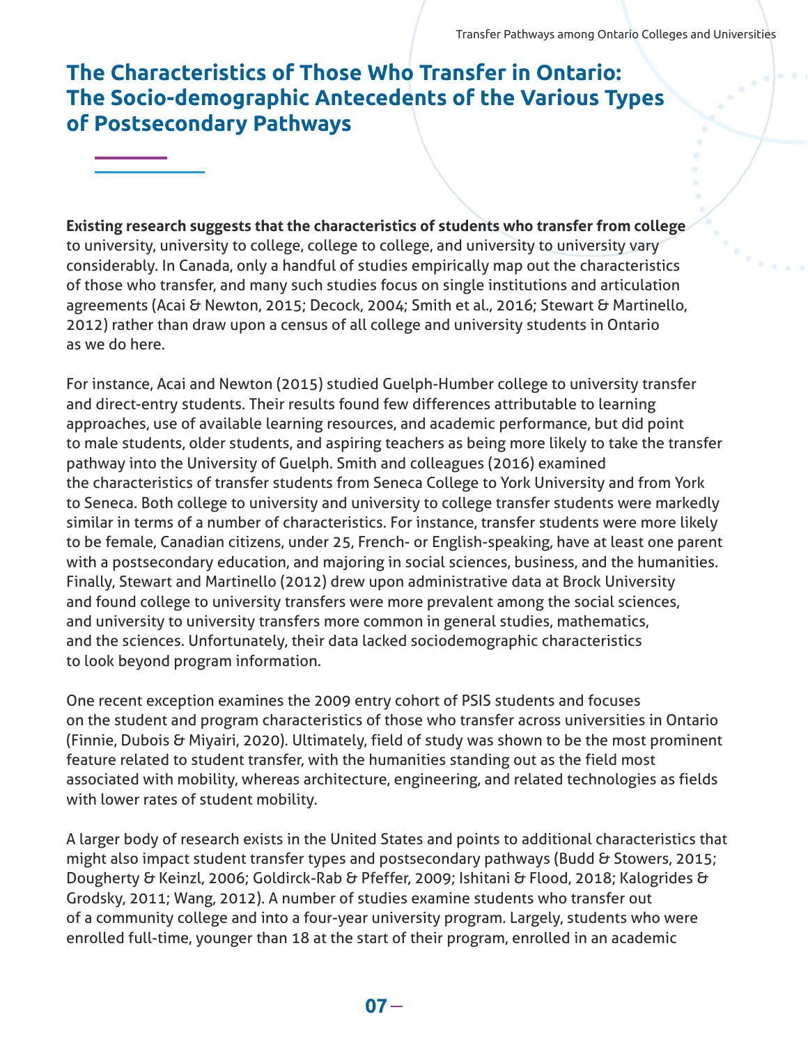## The Characteristics of Those Who Transfer in Ontario: The Socio-demographic Antecedents of the Various Types of Postsecondary Pathways

**Existing research suggests that the characteristics of students who transfer from college** to university, university to college, college to college, and university to university vary considerably. In Canada, only a handful of studies empirically map out the characteristics of those who transfer, and many such studies focus on single institutions and articulation agreements (Acai & Newton, 2015; Decock, 2004; Smith et al., 2016; Stewart & Martinello, 2012) rather than draw upon a census of all college and university students in Ontario as we do here.

For instance, Acai and Newton (2015) studied Guelph-Humber college to university transfer and direct-entry students. Their results found few differences attributable to learning approaches, use of available learning resources, and academic performance, but did point to male students, older students, and aspiring teachers as being more likely to take the transfer pathway into the University of Guelph. Smith and colleagues (2016) examined the characteristics of transfer students from Seneca College to York University and from York to Seneca. Both college to university and university to college transfer students were markedly similar in terms of a number of characteristics. For instance, transfer students were more likely to be female, Canadian citizens, under 25, French- or English-speaking, have at least one parent with a postsecondary education, and majoring in social sciences, business, and the humanities. Finally, Stewart and Martinello (2012) drew upon administrative data at Brock University and found college to university transfers were more prevalent among the social sciences, and university to university transfers more common in general studies, mathematics, and the sciences. Unfortunately, their data lacked sociodemographic characteristics to look beyond program information.

One recent exception examines the 2009 entry cohort of PSIS students and focuses on the student and program characteristics of those who transfer across universities in Ontario (Finnie, Dubois & Miyairi, 2020). Ultimately, field of study was shown to be the most prominent feature related to student transfer, with the humanities standing out as the field most associated with mobility, whereas architecture, engineering, and related technologies as fields with lower rates of student mobility.

A larger body of research exists in the United States and points to additional characteristics that might also impact student transfer types and postsecondary pathways (Budd & Stowers, 2015; Dougherty & Keinzl, 2006; Goldirck-Rab & Pfeffer, 2009; Ishitani & Flood, 2018; Kalogrides & Grodsky, 2011; Wang, 2012). A number of studies examine students who transfer out of a community college and into a four-year university program. Largely, students who were enrolled full-time, younger than 18 at the start of their program, enrolled in an academic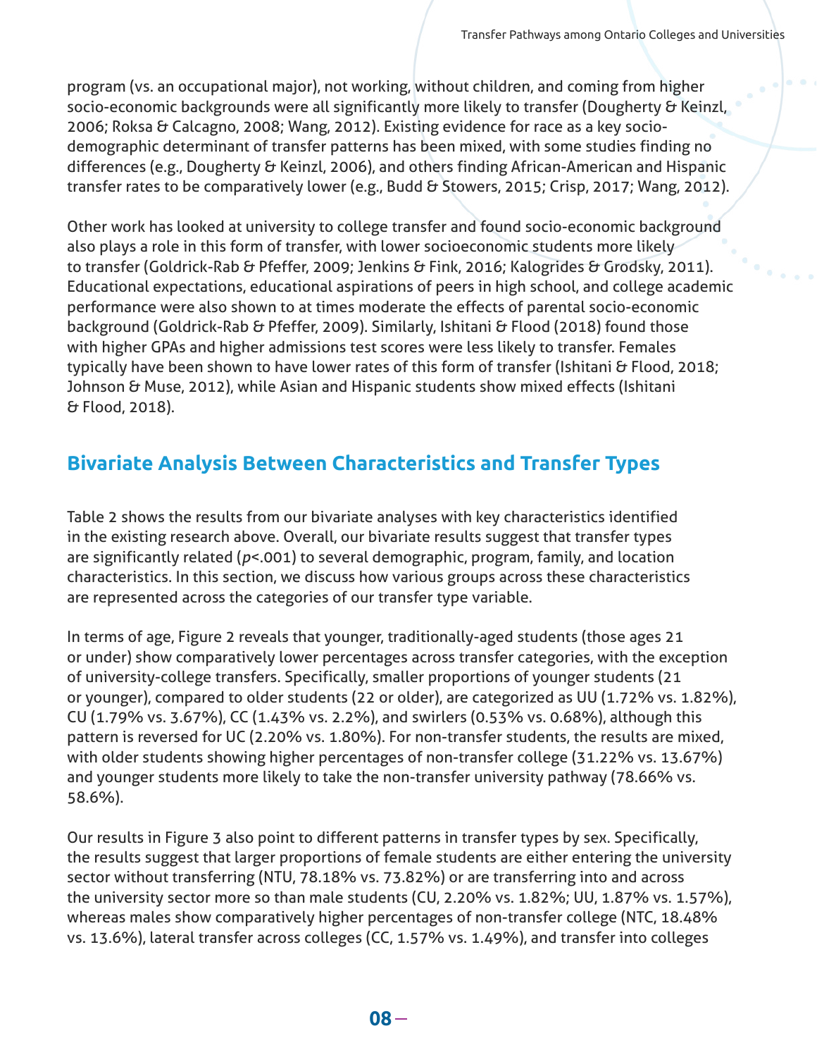program (vs. an occupational major), not working, without children, and coming from higher socio-economic backgrounds were all significantly more likely to transfer (Dougherty & Keinzl, 2006; Roksa & Calcagno, 2008; Wang, 2012). Existing evidence for race as a key socio-demographic determinant of transfer patterns has been mixed, with some studies finding no differences (e.g., Dougherty & Keinzl, 2006), and others finding African-American and Hispanic transfer rates to be comparatively lower (e.g., Budd & Stowers, 2015; Crisp, 2017; Wang, 2012).

Other work has looked at university to college transfer and found socio-economic background also plays a role in this form of transfer, with lower socioeconomic students more likely to transfer (Goldrick-Rab & Pfeffer, 2009; Jenkins & Fink, 2016; Kalogrides & Grodsky, 2011). Educational expectations, educational aspirations of peers in high school, and college academic performance were also shown to at times moderate the effects of parental socio-economic background (Goldrick-Rab & Pfeffer, 2009). Similarly, Ishitani & Flood (2018) found those with higher GPAs and higher admissions test scores were less likely to transfer. Females typically have been shown to have lower rates of this form of transfer (Ishitani & Flood, 2018; Johnson & Muse, 2012), while Asian and Hispanic students show mixed effects (Ishitani & Flood, 2018).

## Bivariate Analysis Between Characteristics and Transfer Types

Table 2 shows the results from our bivariate analyses with key characteristics identified in the existing research above. Overall, our bivariate results suggest that transfer types are significantly related ($p$<.001) to several demographic, program, family, and location characteristics. In this section, we discuss how various groups across these characteristics are represented across the categories of our transfer type variable.

In terms of age, Figure 2 reveals that younger, traditionally-aged students (those ages 21 or under) show comparatively lower percentages across transfer categories, with the exception of university-college transfers. Specifically, smaller proportions of younger students (21 or younger), compared to older students (22 or older), are categorized as UU (1.72% vs. 1.82%), CU (1.79% vs. 3.67%), CC (1.43% vs. 2.2%), and swirlers (0.53% vs. 0.68%), although this pattern is reversed for UC (2.20% vs. 1.80%). For non-transfer students, the results are mixed, with older students showing higher percentages of non-transfer college (31.22% vs. 13.67%) and younger students more likely to take the non-transfer university pathway (78.66% vs. 58.6%).

Our results in Figure 3 also point to different patterns in transfer types by sex. Specifically, the results suggest that larger proportions of female students are either entering the university sector without transferring (NTU, 78.18% vs. 73.82%) or are transferring into and across the university sector more so than male students (CU, 2.20% vs. 1.82%; UU, 1.87% vs. 1.57%), whereas males show comparatively higher percentages of non-transfer college (NTC, 18.48% vs. 13.6%), lateral transfer across colleges (CC, 1.57% vs. 1.49%), and transfer into colleges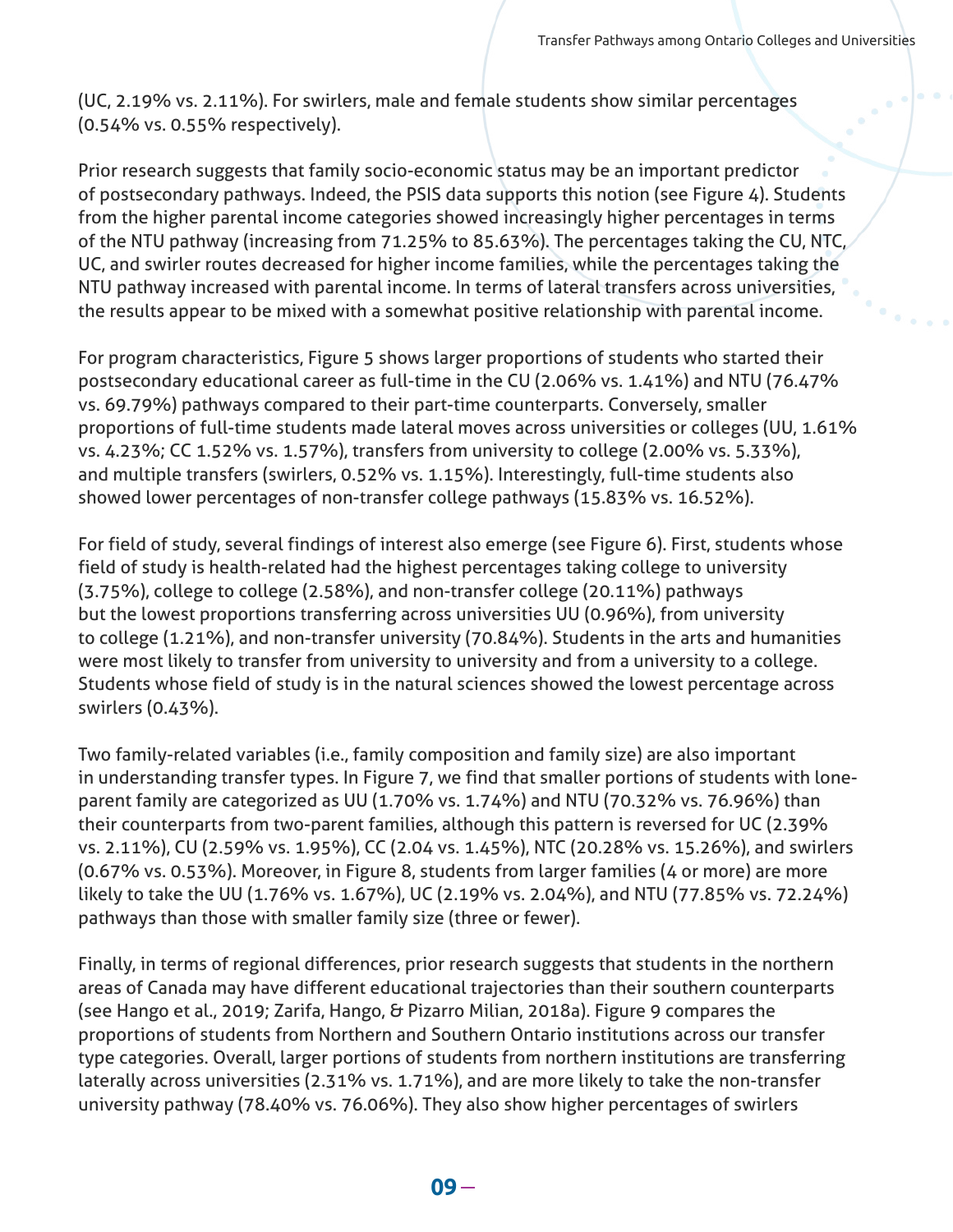(UC, 2.19% vs. 2.11%). For swirlers, male and female students show similar percentages (0.54% vs. 0.55% respectively).

Prior research suggests that family socio-economic status may be an important predictor of postsecondary pathways. Indeed, the PSIS data supports this notion (see Figure 4). Students from the higher parental income categories showed increasingly higher percentages in terms of the NTU pathway (increasing from 71.25% to 85.63%). The percentages taking the CU, NTC, UC, and swirler routes decreased for higher income families, while the percentages taking the NTU pathway increased with parental income. In terms of lateral transfers across universities, the results appear to be mixed with a somewhat positive relationship with parental income.

For program characteristics, Figure 5 shows larger proportions of students who started their postsecondary educational career as full-time in the CU (2.06% vs. 1.41%) and NTU (76.47% vs. 69.79%) pathways compared to their part-time counterparts. Conversely, smaller proportions of full-time students made lateral moves across universities or colleges (UU, 1.61% vs. 4.23%; CC 1.52% vs. 1.57%), transfers from university to college (2.00% vs. 5.33%), and multiple transfers (swirlers, 0.52% vs. 1.15%). Interestingly, full-time students also showed lower percentages of non-transfer college pathways (15.83% vs. 16.52%).

For field of study, several findings of interest also emerge (see Figure 6). First, students whose field of study is health-related had the highest percentages taking college to university (3.75%), college to college (2.58%), and non-transfer college (20.11%) pathways but the lowest proportions transferring across universities UU (0.96%), from university to college (1.21%), and non-transfer university (70.84%). Students in the arts and humanities were most likely to transfer from university to university and from a university to a college. Students whose field of study is in the natural sciences showed the lowest percentage across swirlers (0.43%).

Two family-related variables (i.e., family composition and family size) are also important in understanding transfer types. In Figure 7, we find that smaller portions of students with lone-parent family are categorized as UU (1.70% vs. 1.74%) and NTU (70.32% vs. 76.96%) than their counterparts from two-parent families, although this pattern is reversed for UC (2.39% vs. 2.11%), CU (2.59% vs. 1.95%), CC (2.04 vs. 1.45%), NTC (20.28% vs. 15.26%), and swirlers (0.67% vs. 0.53%). Moreover, in Figure 8, students from larger families (4 or more) are more likely to take the UU (1.76% vs. 1.67%), UC (2.19% vs. 2.04%), and NTU (77.85% vs. 72.24%) pathways than those with smaller family size (three or fewer).

Finally, in terms of regional differences, prior research suggests that students in the northern areas of Canada may have different educational trajectories than their southern counterparts (see Hango et al., 2019; Zarifa, Hango, & Pizarro Milian, 2018a). Figure 9 compares the proportions of students from Northern and Southern Ontario institutions across our transfer type categories. Overall, larger portions of students from northern institutions are transferring laterally across universities (2.31% vs. 1.71%), and are more likely to take the non-transfer university pathway (78.40% vs. 76.06%). They also show higher percentages of swirlers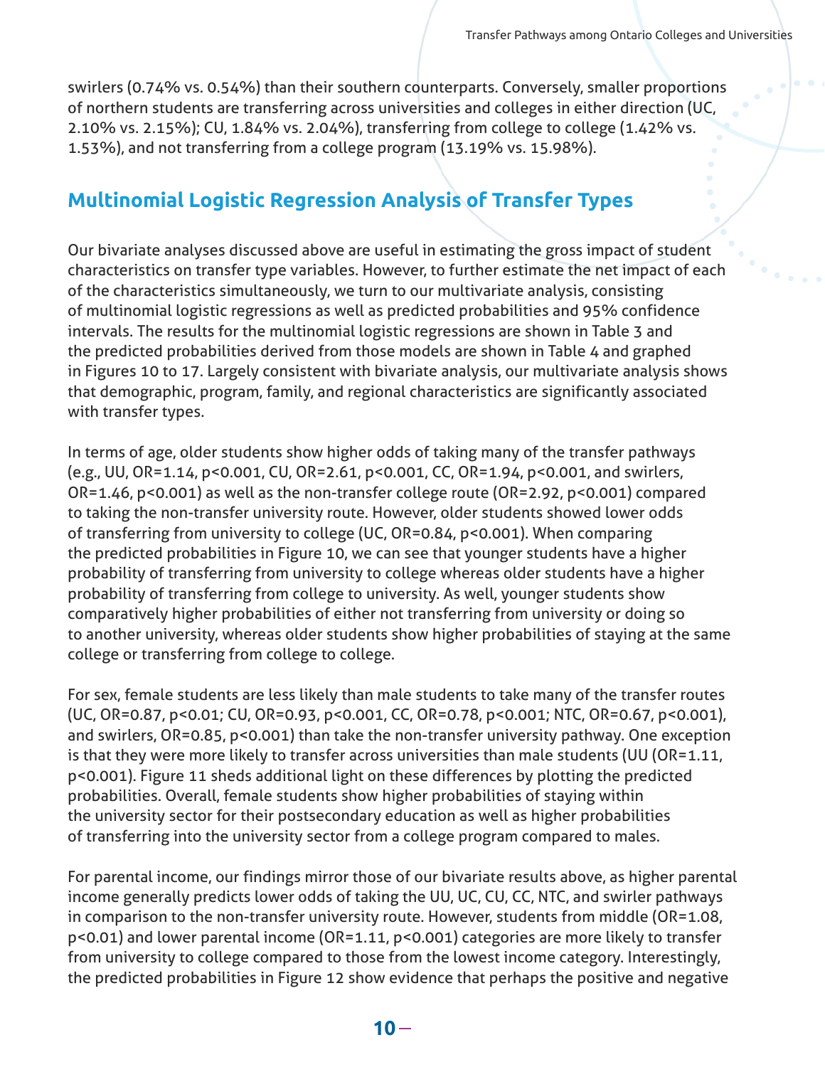swirlers (0.74% vs. 0.54%) than their southern counterparts. Conversely, smaller proportions of northern students are transferring across universities and colleges in either direction (UC, 2.10% vs. 2.15%); CU, 1.84% vs. 2.04%), transferring from college to college (1.42% vs. 1.53%), and not transferring from a college program (13.19% vs. 15.98%).

## Multinomial Logistic Regression Analysis of Transfer Types

Our bivariate analyses discussed above are useful in estimating the gross impact of student characteristics on transfer type variables. However, to further estimate the net impact of each of the characteristics simultaneously, we turn to our multivariate analysis, consisting of multinomial logistic regressions as well as predicted probabilities and 95% confidence intervals. The results for the multinomial logistic regressions are shown in Table 3 and the predicted probabilities derived from those models are shown in Table 4 and graphed in Figures 10 to 17. Largely consistent with bivariate analysis, our multivariate analysis shows that demographic, program, family, and regional characteristics are significantly associated with transfer types.

In terms of age, older students show higher odds of taking many of the transfer pathways (e.g., UU, OR=1.14, $p<0.001$, CU, OR=2.61, $p<0.001$, CC, OR=1.94, $p<0.001$, and swirlers, OR=1.46, $p<0.001$) as well as the non-transfer college route (OR=2.92, $p<0.001$) compared to taking the non-transfer university route. However, older students showed lower odds of transferring from university to college (UC, OR=0.84, $p<0.001$). When comparing the predicted probabilities in Figure 10, we can see that younger students have a higher probability of transferring from university to college whereas older students have a higher probability of transferring from college to university. As well, younger students show comparatively higher probabilities of either not transferring from university or doing so to another university, whereas older students show higher probabilities of staying at the same college or transferring from college to college.

For sex, female students are less likely than male students to take many of the transfer routes (UC, OR=0.87, $p<0.01$; CU, OR=0.93, $p<0.001$, CC, OR=0.78, $p<0.001$; NTC, OR=0.67, $p<0.001$), and swirlers, OR=0.85, $p<0.001$) than take the non-transfer university pathway. One exception is that they were more likely to transfer across universities than male students (UU (OR=1.11, $p<0.001$). Figure 11 sheds additional light on these differences by plotting the predicted probabilities. Overall, female students show higher probabilities of staying within the university sector for their postsecondary education as well as higher probabilities of transferring into the university sector from a college program compared to males.

For parental income, our findings mirror those of our bivariate results above, as higher parental income generally predicts lower odds of taking the UU, UC, CU, CC, NTC, and swirler pathways in comparison to the non-transfer university route. However, students from middle (OR=1.08, $p<0.01$) and lower parental income (OR=1.11, $p<0.001$) categories are more likely to transfer from university to college compared to those from the lowest income category. Interestingly, the predicted probabilities in Figure 12 show evidence that perhaps the positive and negative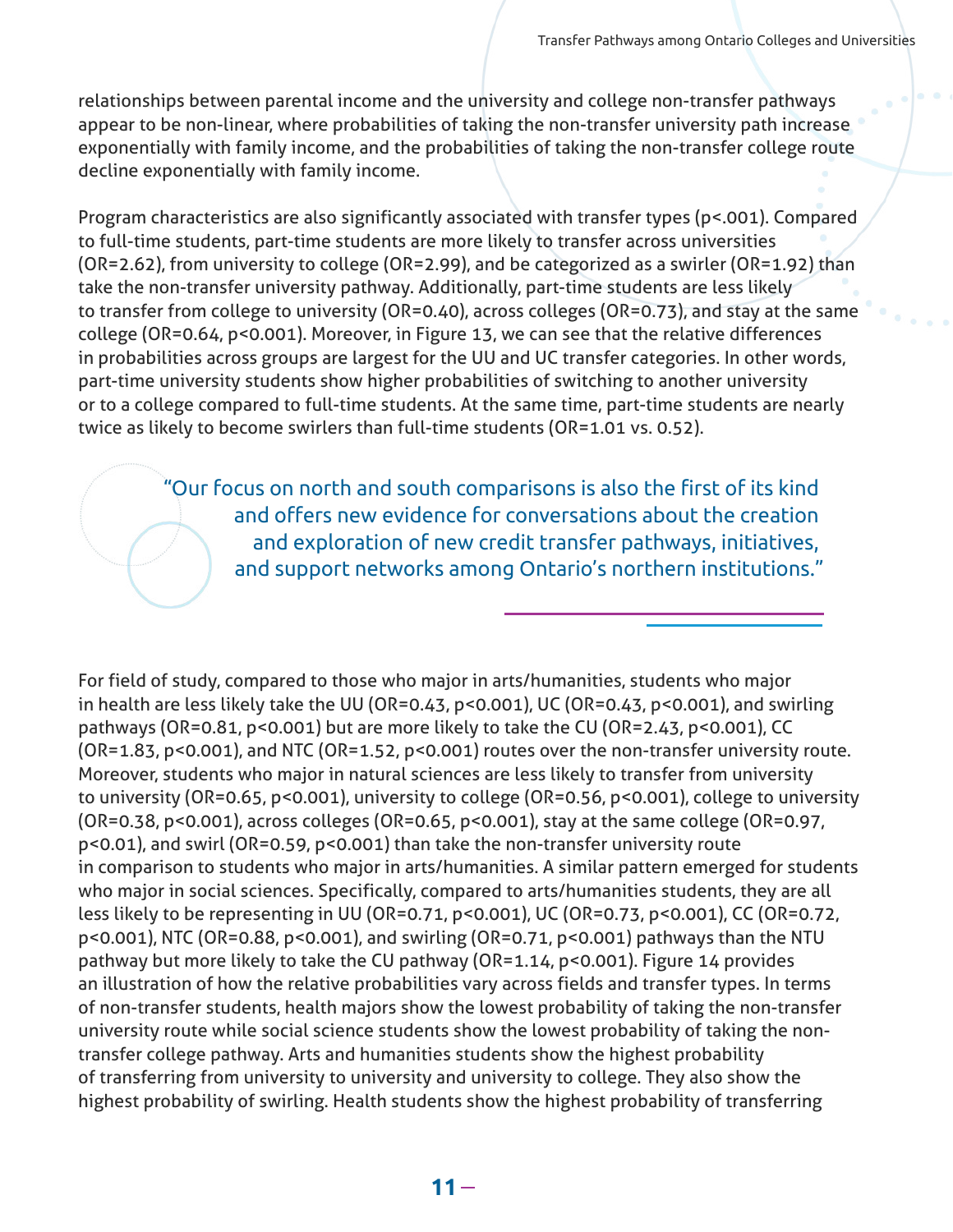relationships between parental income and the university and college non-transfer pathways appear to be non-linear, where probabilities of taking the non-transfer university path increase exponentially with family income, and the probabilities of taking the non-transfer college route decline exponentially with family income.

Program characteristics are also significantly associated with transfer types ($p<.001$). Compared to full-time students, part-time students are more likely to transfer across universities (OR=2.62), from university to college (OR=2.99), and be categorized as a swirler (OR=1.92) than take the non-transfer university pathway. Additionally, part-time students are less likely to transfer from college to university (OR=0.40), across colleges (OR=0.73), and stay at the same college (OR=0.64, $p<0.001$). Moreover, in Figure 13, we can see that the relative differences in probabilities across groups are largest for the UU and UC transfer categories. In other words, part-time university students show higher probabilities of switching to another university or to a college compared to full-time students. At the same time, part-time students are nearly twice as likely to become swirlers than full-time students (OR=1.01 vs. 0.52).

> "Our focus on north and south comparisons is also the first of its kind and offers new evidence for conversations about the creation and exploration of new credit transfer pathways, initiatives, and support networks among Ontario's northern institutions."

For field of study, compared to those who major in arts/humanities, students who major in health are less likely take the UU (OR=0.43, $p<0.001$), UC (OR=0.43, $p<0.001$), and swirling pathways (OR=0.81, $p<0.001$) but are more likely to take the CU (OR=2.43, $p<0.001$), CC (OR=1.83, $p<0.001$), and NTC (OR=1.52, $p<0.001$) routes over the non-transfer university route. Moreover, students who major in natural sciences are less likely to transfer from university to university (OR=0.65, $p<0.001$), university to college (OR=0.56, $p<0.001$), college to university (OR=0.38, $p<0.001$), across colleges (OR=0.65, $p<0.001$), stay at the same college (OR=0.97, $p<0.01$), and swirl (OR=0.59, $p<0.001$) than take the non-transfer university route in comparison to students who major in arts/humanities. A similar pattern emerged for students who major in social sciences. Specifically, compared to arts/humanities students, they are all less likely to be representing in UU (OR=0.71, $p<0.001$), UC (OR=0.73, $p<0.001$), CC (OR=0.72, $p<0.001$), NTC (OR=0.88, $p<0.001$), and swirling (OR=0.71, $p<0.001$) pathways than the NTU pathway but more likely to take the CU pathway (OR=1.14, $p<0.001$). Figure 14 provides an illustration of how the relative probabilities vary across fields and transfer types. In terms of non-transfer students, health majors show the lowest probability of taking the non-transfer university route while social science students show the lowest probability of taking the non-transfer college pathway. Arts and humanities students show the highest probability of transferring from university to university and university to college. They also show the highest probability of swirling. Health students show the highest probability of transferring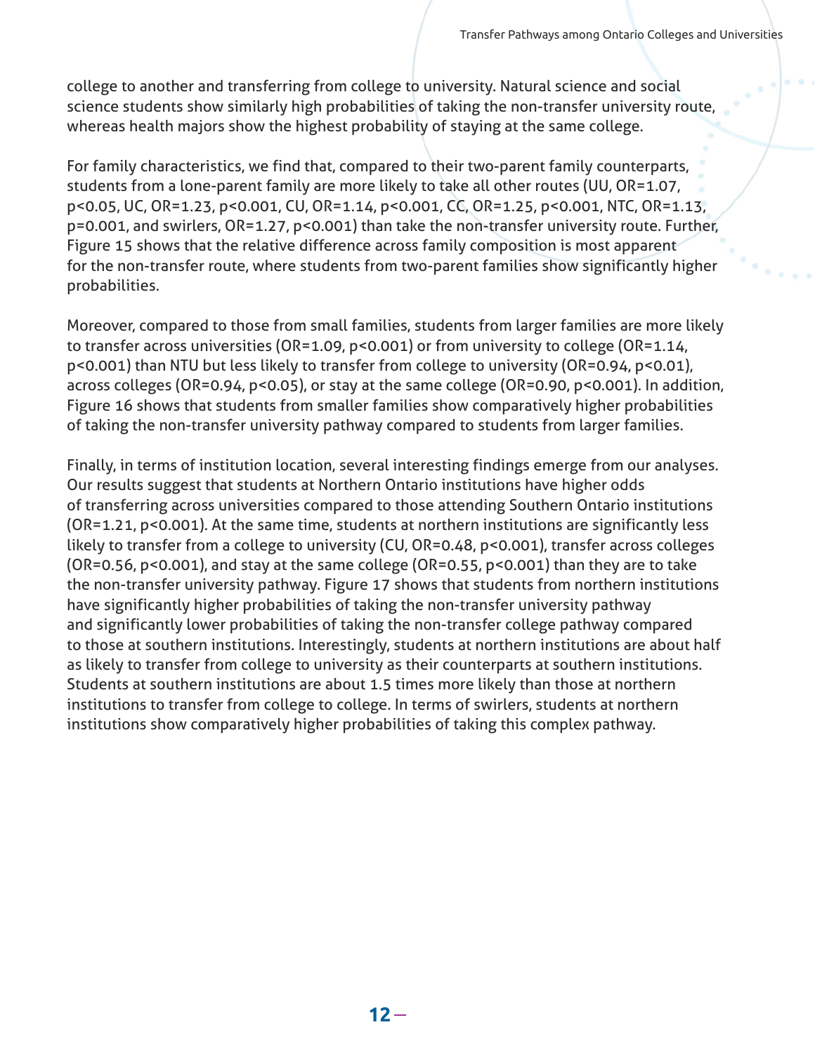college to another and transferring from college to university. Natural science and social science students show similarly high probabilities of taking the non-transfer university route, whereas health majors show the highest probability of staying at the same college.

For family characteristics, we find that, compared to their two-parent family counterparts, students from a lone-parent family are more likely to take all other routes (UU, OR=1.07, $p<0.05$, UC, OR=1.23, $p<0.001$, CU, OR=1.14, $p<0.001$, CC, OR=1.25, $p<0.001$, NTC, OR=1.13, $p=0.001$, and swirlers, OR=1.27, $p<0.001$) than take the non-transfer university route. Further, Figure 15 shows that the relative difference across family composition is most apparent for the non-transfer route, where students from two-parent families show significantly higher probabilities.

Moreover, compared to those from small families, students from larger families are more likely to transfer across universities (OR=1.09, $p<0.001$) or from university to college (OR=1.14, $p<0.001$) than NTU but less likely to transfer from college to university (OR=0.94, $p<0.01$), across colleges (OR=0.94, $p<0.05$), or stay at the same college (OR=0.90, $p<0.001$). In addition, Figure 16 shows that students from smaller families show comparatively higher probabilities of taking the non-transfer university pathway compared to students from larger families.

Finally, in terms of institution location, several interesting findings emerge from our analyses. Our results suggest that students at Northern Ontario institutions have higher odds of transferring across universities compared to those attending Southern Ontario institutions (OR=1.21, $p<0.001$). At the same time, students at northern institutions are significantly less likely to transfer from a college to university (CU, OR=0.48, $p<0.001$), transfer across colleges (OR=0.56, $p<0.001$), and stay at the same college (OR=0.55, $p<0.001$) than they are to take the non-transfer university pathway. Figure 17 shows that students from northern institutions have significantly higher probabilities of taking the non-transfer university pathway and significantly lower probabilities of taking the non-transfer college pathway compared to those at southern institutions. Interestingly, students at northern institutions are about half as likely to transfer from college to university as their counterparts at southern institutions. Students at southern institutions are about 1.5 times more likely than those at northern institutions to transfer from college to college. In terms of swirlers, students at northern institutions show comparatively higher probabilities of taking this complex pathway.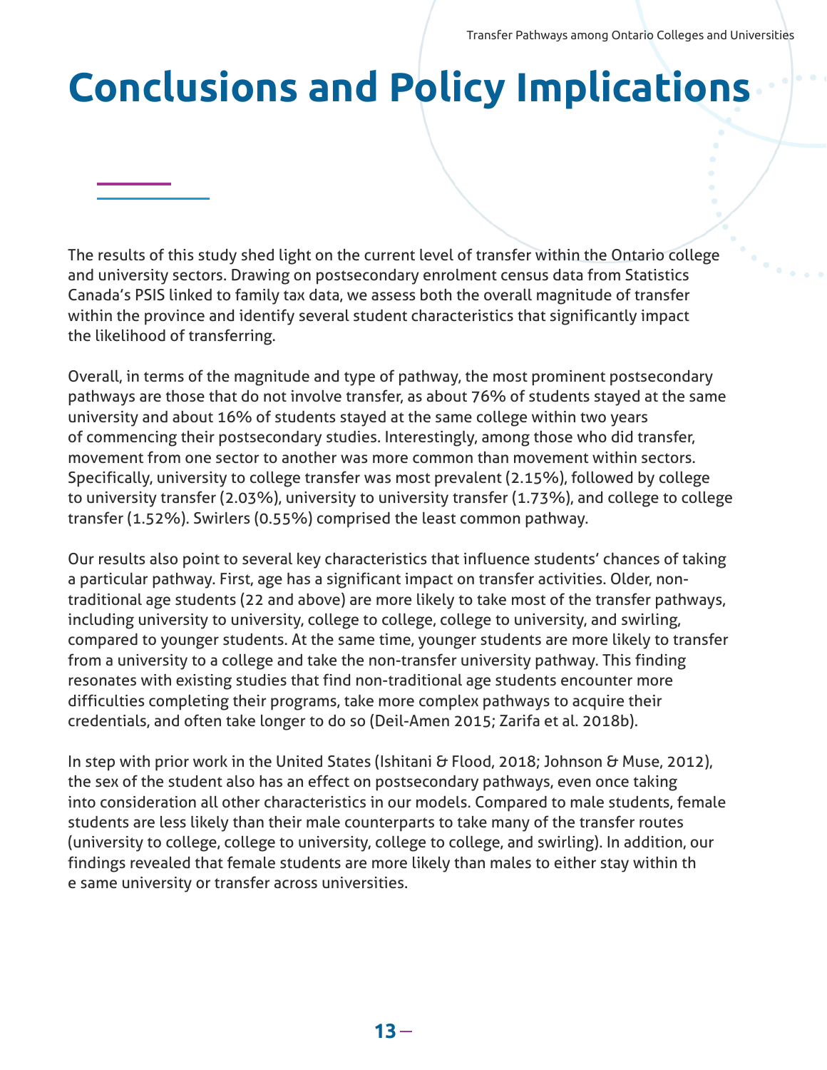# Conclusions and Policy Implications

The results of this study shed light on the current level of transfer within the Ontario college and university sectors. Drawing on postsecondary enrolment census data from Statistics Canada's PSIS linked to family tax data, we assess both the overall magnitude of transfer within the province and identify several student characteristics that significantly impact the likelihood of transferring.

Overall, in terms of the magnitude and type of pathway, the most prominent postsecondary pathways are those that do not involve transfer, as about 76% of students stayed at the same university and about 16% of students stayed at the same college within two years of commencing their postsecondary studies. Interestingly, among those who did transfer, movement from one sector to another was more common than movement within sectors. Specifically, university to college transfer was most prevalent (2.15%), followed by college to university transfer (2.03%), university to university transfer (1.73%), and college to college transfer (1.52%). Swirlers (0.55%) comprised the least common pathway.

Our results also point to several key characteristics that influence students' chances of taking a particular pathway. First, age has a significant impact on transfer activities. Older, non-traditional age students (22 and above) are more likely to take most of the transfer pathways, including university to university, college to college, college to university, and swirling, compared to younger students. At the same time, younger students are more likely to transfer from a university to a college and take the non-transfer university pathway. This finding resonates with existing studies that find non-traditional age students encounter more difficulties completing their programs, take more complex pathways to acquire their credentials, and often take longer to do so (Deil-Amen 2015; Zarifa et al. 2018b).

In step with prior work in the United States (Ishitani & Flood, 2018; Johnson & Muse, 2012), the sex of the student also has an effect on postsecondary pathways, even once taking into consideration all other characteristics in our models. Compared to male students, female students are less likely than their male counterparts to take many of the transfer routes (university to college, college to university, college to college, and swirling). In addition, our findings revealed that female students are more likely than males to either stay within the same university or transfer across universities.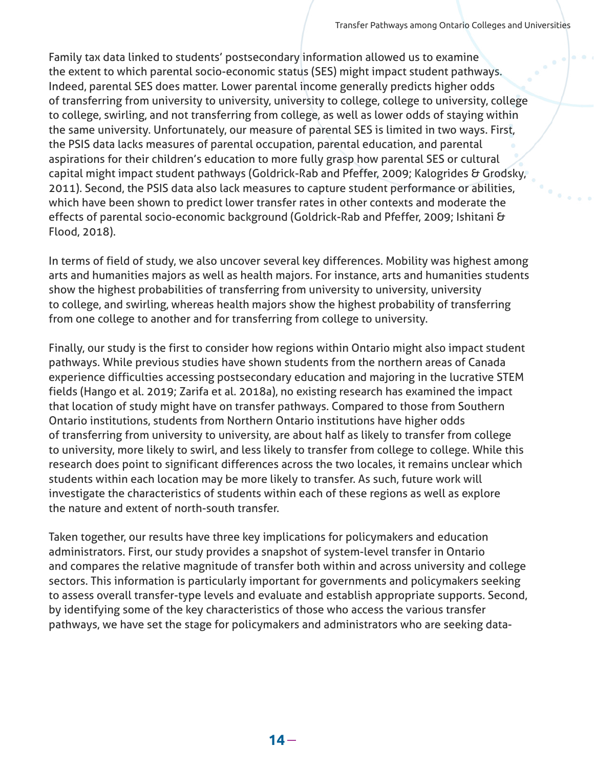Family tax data linked to students' postsecondary information allowed us to examine the extent to which parental socio-economic status (SES) might impact student pathways. Indeed, parental SES does matter. Lower parental income generally predicts higher odds of transferring from university to university, university to college, college to university, college to college, swirling, and not transferring from college, as well as lower odds of staying within the same university. Unfortunately, our measure of parental SES is limited in two ways. First, the PSIS data lacks measures of parental occupation, parental education, and parental aspirations for their children's education to more fully grasp how parental SES or cultural capital might impact student pathways (Goldrick-Rab and Pfeffer, 2009; Kalogrides & Grodsky, 2011). Second, the PSIS data also lack measures to capture student performance or abilities, which have been shown to predict lower transfer rates in other contexts and moderate the effects of parental socio-economic background (Goldrick-Rab and Pfeffer, 2009; Ishitani & Flood, 2018).

In terms of field of study, we also uncover several key differences. Mobility was highest among arts and humanities majors as well as health majors. For instance, arts and humanities students show the highest probabilities of transferring from university to university, university to college, and swirling, whereas health majors show the highest probability of transferring from one college to another and for transferring from college to university.

Finally, our study is the first to consider how regions within Ontario might also impact student pathways. While previous studies have shown students from the northern areas of Canada experience difficulties accessing postsecondary education and majoring in the lucrative STEM fields (Hango et al. 2019; Zarifa et al. 2018a), no existing research has examined the impact that location of study might have on transfer pathways. Compared to those from Southern Ontario institutions, students from Northern Ontario institutions have higher odds of transferring from university to university, are about half as likely to transfer from college to university, more likely to swirl, and less likely to transfer from college to college. While this research does point to significant differences across the two locales, it remains unclear which students within each location may be more likely to transfer. As such, future work will investigate the characteristics of students within each of these regions as well as explore the nature and extent of north-south transfer.

Taken together, our results have three key implications for policymakers and education administrators. First, our study provides a snapshot of system-level transfer in Ontario and compares the relative magnitude of transfer both within and across university and college sectors. This information is particularly important for governments and policymakers seeking to assess overall transfer-type levels and evaluate and establish appropriate supports. Second, by identifying some of the key characteristics of those who access the various transfer pathways, we have set the stage for policymakers and administrators who are seeking data-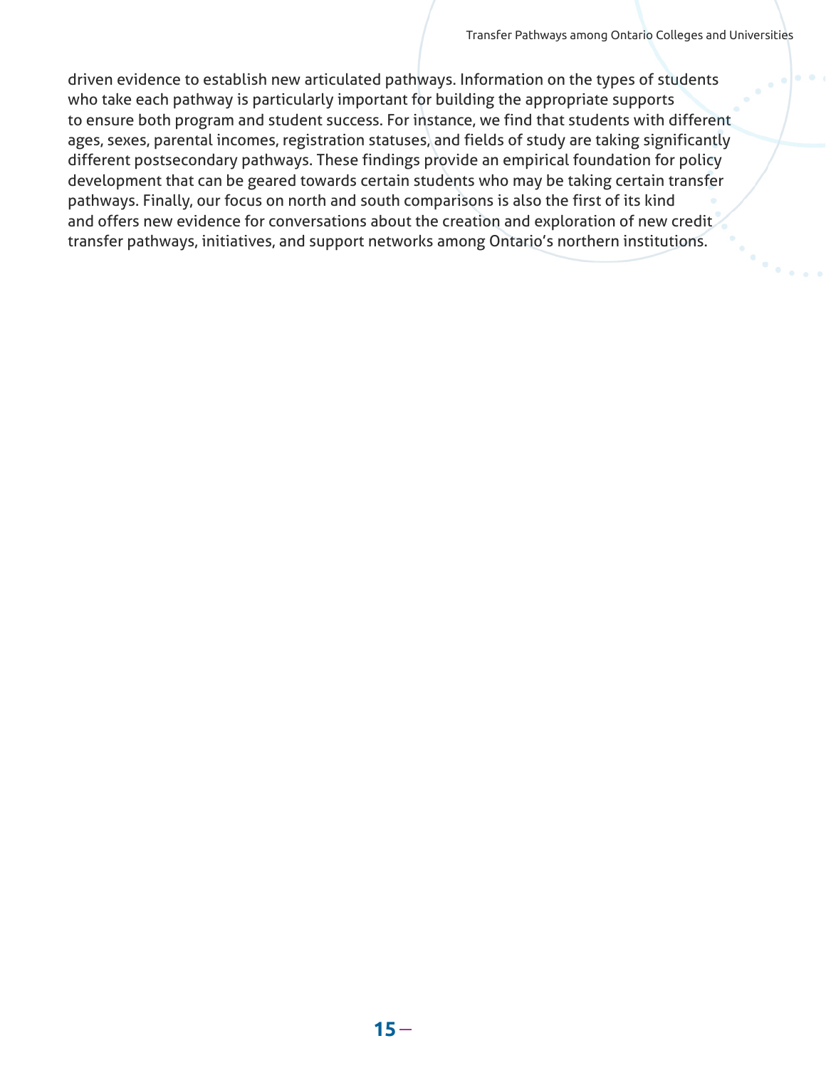driven evidence to establish new articulated pathways. Information on the types of students who take each pathway is particularly important for building the appropriate supports to ensure both program and student success. For instance, we find that students with different ages, sexes, parental incomes, registration statuses, and fields of study are taking significantly different postsecondary pathways. These findings provide an empirical foundation for policy development that can be geared towards certain students who may be taking certain transfer pathways. Finally, our focus on north and south comparisons is also the first of its kind and offers new evidence for conversations about the creation and exploration of new credit transfer pathways, initiatives, and support networks among Ontario's northern institutions.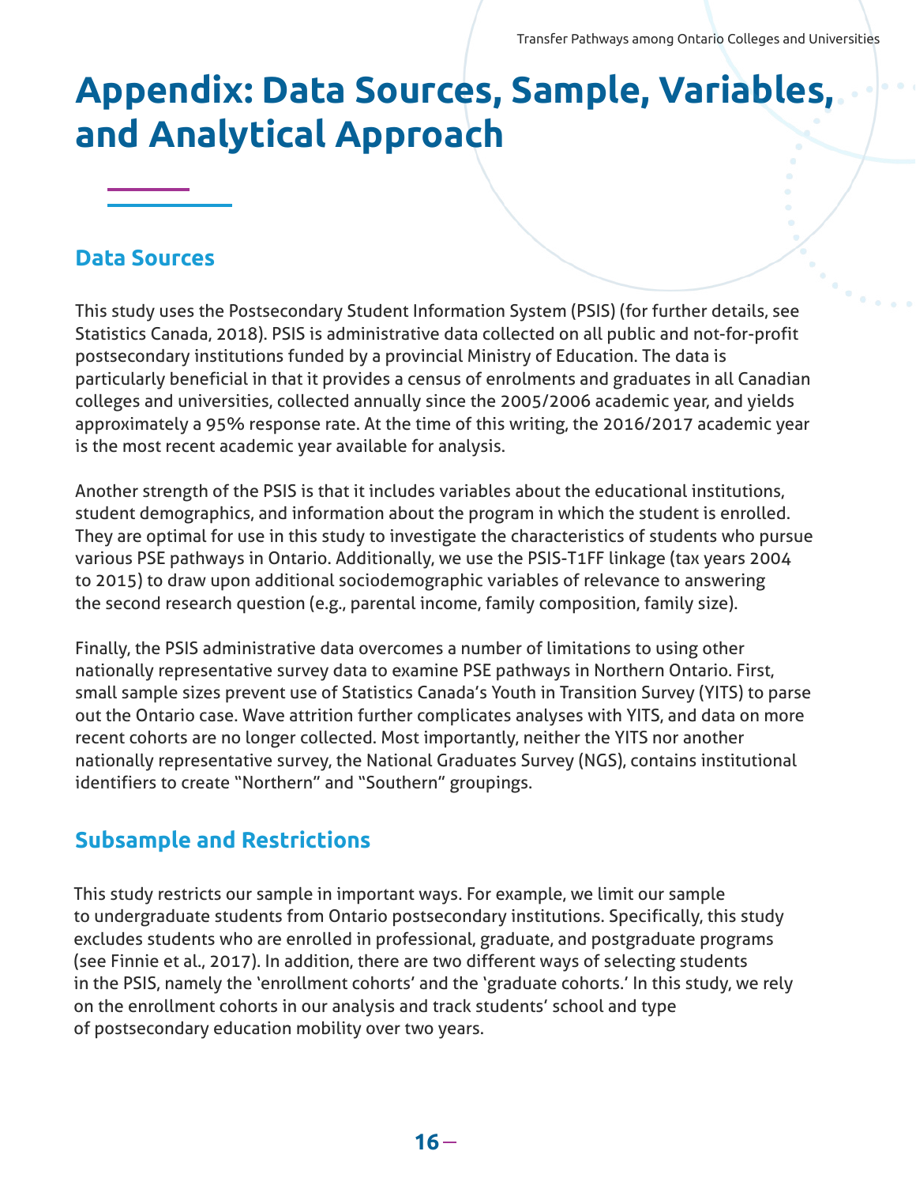# Appendix: Data Sources, Sample, Variables, and Analytical Approach

## Data Sources

This study uses the Postsecondary Student Information System (PSIS) (for further details, see Statistics Canada, 2018). PSIS is administrative data collected on all public and not-for-profit postsecondary institutions funded by a provincial Ministry of Education. The data is particularly beneficial in that it provides a census of enrolments and graduates in all Canadian colleges and universities, collected annually since the 2005/2006 academic year, and yields approximately a 95% response rate. At the time of this writing, the 2016/2017 academic year is the most recent academic year available for analysis.

Another strength of the PSIS is that it includes variables about the educational institutions, student demographics, and information about the program in which the student is enrolled. They are optimal for use in this study to investigate the characteristics of students who pursue various PSE pathways in Ontario. Additionally, we use the PSIS-T1FF linkage (tax years 2004 to 2015) to draw upon additional sociodemographic variables of relevance to answering the second research question (e.g., parental income, family composition, family size).

Finally, the PSIS administrative data overcomes a number of limitations to using other nationally representative survey data to examine PSE pathways in Northern Ontario. First, small sample sizes prevent use of Statistics Canada's Youth in Transition Survey (YITS) to parse out the Ontario case. Wave attrition further complicates analyses with YITS, and data on more recent cohorts are no longer collected. Most importantly, neither the YITS nor another nationally representative survey, the National Graduates Survey (NGS), contains institutional identifiers to create "Northern" and "Southern" groupings.

## Subsample and Restrictions

This study restricts our sample in important ways. For example, we limit our sample to undergraduate students from Ontario postsecondary institutions. Specifically, this study excludes students who are enrolled in professional, graduate, and postgraduate programs (see Finnie et al., 2017). In addition, there are two different ways of selecting students in the PSIS, namely the 'enrollment cohorts' and the 'graduate cohorts.' In this study, we rely on the enrollment cohorts in our analysis and track students' school and type of postsecondary education mobility over two years.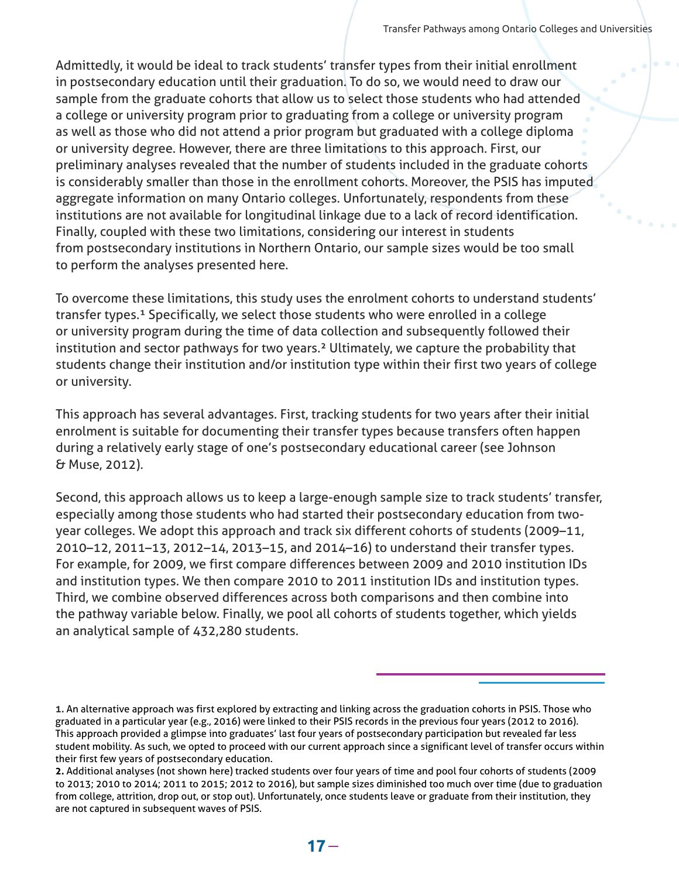Admittedly, it would be ideal to track students' transfer types from their initial enrollment in postsecondary education until their graduation. To do so, we would need to draw our sample from the graduate cohorts that allow us to select those students who had attended a college or university program prior to graduating from a college or university program as well as those who did not attend a prior program but graduated with a college diploma or university degree. However, there are three limitations to this approach. First, our preliminary analyses revealed that the number of students included in the graduate cohorts is considerably smaller than those in the enrollment cohorts. Moreover, the PSIS has imputed aggregate information on many Ontario colleges. Unfortunately, respondents from these institutions are not available for longitudinal linkage due to a lack of record identification. Finally, coupled with these two limitations, considering our interest in students from postsecondary institutions in Northern Ontario, our sample sizes would be too small to perform the analyses presented here.

To overcome these limitations, this study uses the enrolment cohorts to understand students' transfer types.[1] Specifically, we select those students who were enrolled in a college or university program during the time of data collection and subsequently followed their institution and sector pathways for two years.[2] Ultimately, we capture the probability that students change their institution and/or institution type within their first two years of college or university.

This approach has several advantages. First, tracking students for two years after their initial enrolment is suitable for documenting their transfer types because transfers often happen during a relatively early stage of one's postsecondary educational career (see Johnson & Muse, 2012).

Second, this approach allows us to keep a large-enough sample size to track students' transfer, especially among those students who had started their postsecondary education from two-year colleges. We adopt this approach and track six different cohorts of students (2009–11, 2010–12, 2011–13, 2012–14, 2013–15, and 2014–16) to understand their transfer types. For example, for 2009, we first compare differences between 2009 and 2010 institution IDs and institution types. We then compare 2010 to 2011 institution IDs and institution types. Third, we combine observed differences across both comparisons and then combine into the pathway variable below. Finally, we pool all cohorts of students together, which yields an analytical sample of 432,280 students.

---

**1.** An alternative approach was first explored by extracting and linking across the graduation cohorts in PSIS. Those who graduated in a particular year (e.g., 2016) were linked to their PSIS records in the previous four years (2012 to 2016). This approach provided a glimpse into graduates' last four years of postsecondary participation but revealed far less student mobility. As such, we opted to proceed with our current approach since a significant level of transfer occurs within their first few years of postsecondary education.

**2.** Additional analyses (not shown here) tracked students over four years of time and pool four cohorts of students (2009 to 2013; 2010 to 2014; 2011 to 2015; 2012 to 2016), but sample sizes diminished too much over time (due to graduation from college, attrition, drop out, or stop out). Unfortunately, once students leave or graduate from their institution, they are not captured in subsequent waves of PSIS.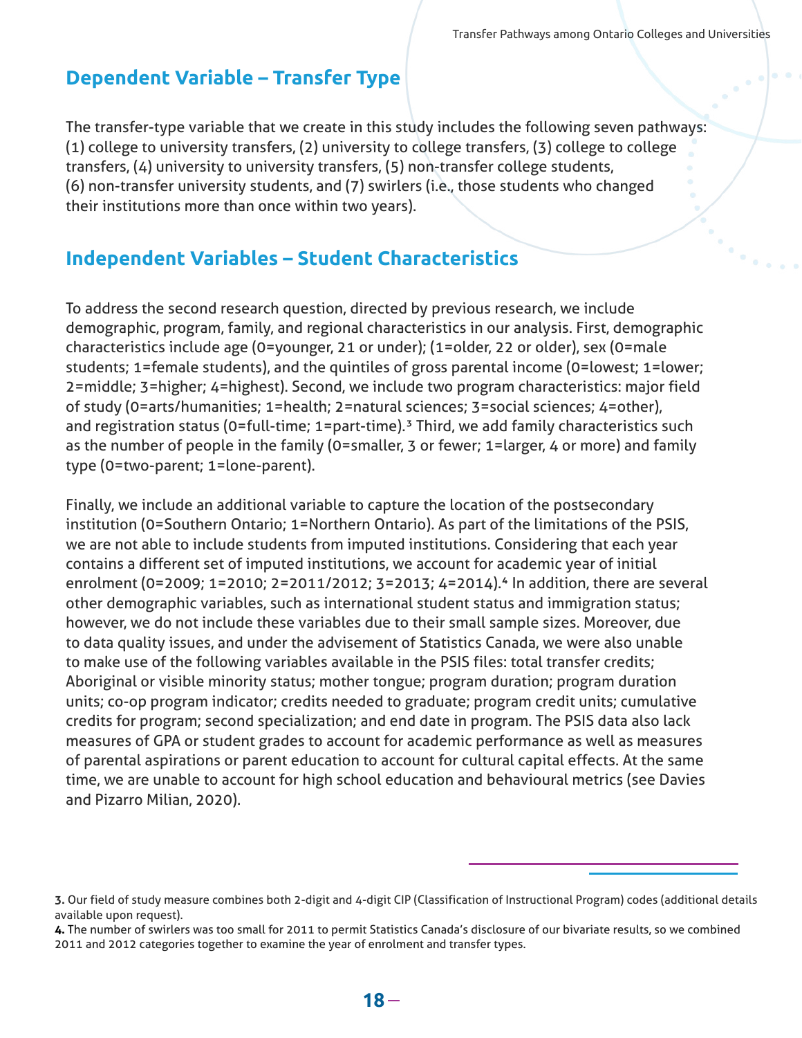## Dependent Variable – Transfer Type

The transfer-type variable that we create in this study includes the following seven pathways: (1) college to university transfers, (2) university to college transfers, (3) college to college transfers, (4) university to university transfers, (5) non-transfer college students, (6) non-transfer university students, and (7) swirlers (i.e., those students who changed their institutions more than once within two years).

## Independent Variables – Student Characteristics

To address the second research question, directed by previous research, we include demographic, program, family, and regional characteristics in our analysis. First, demographic characteristics include age (0=younger, 21 or under); (1=older, 22 or older), sex (0=male students; 1=female students), and the quintiles of gross parental income (0=lowest; 1=lower; 2=middle; 3=higher; 4=highest). Second, we include two program characteristics: major field of study (0=arts/humanities; 1=health; 2=natural sciences; 3=social sciences; 4=other), and registration status (0=full-time; 1=part-time).[3] Third, we add family characteristics such as the number of people in the family (0=smaller, 3 or fewer; 1=larger, 4 or more) and family type (0=two-parent; 1=lone-parent).

Finally, we include an additional variable to capture the location of the postsecondary institution (0=Southern Ontario; 1=Northern Ontario). As part of the limitations of the PSIS, we are not able to include students from imputed institutions. Considering that each year contains a different set of imputed institutions, we account for academic year of initial enrolment (0=2009; 1=2010; 2=2011/2012; 3=2013; 4=2014).[4] In addition, there are several other demographic variables, such as international student status and immigration status; however, we do not include these variables due to their small sample sizes. Moreover, due to data quality issues, and under the advisement of Statistics Canada, we were also unable to make use of the following variables available in the PSIS files: total transfer credits; Aboriginal or visible minority status; mother tongue; program duration; program duration units; co-op program indicator; credits needed to graduate; program credit units; cumulative credits for program; second specialization; and end date in program. The PSIS data also lack measures of GPA or student grades to account for academic performance as well as measures of parental aspirations or parent education to account for cultural capital effects. At the same time, we are unable to account for high school education and behavioural metrics (see Davies and Pizarro Milian, 2020).

---

**3.** Our field of study measure combines both 2-digit and 4-digit CIP (Classification of Instructional Program) codes (additional details available upon request).

**4.** The number of swirlers was too small for 2011 to permit Statistics Canada's disclosure of our bivariate results, so we combined 2011 and 2012 categories together to examine the year of enrolment and transfer types.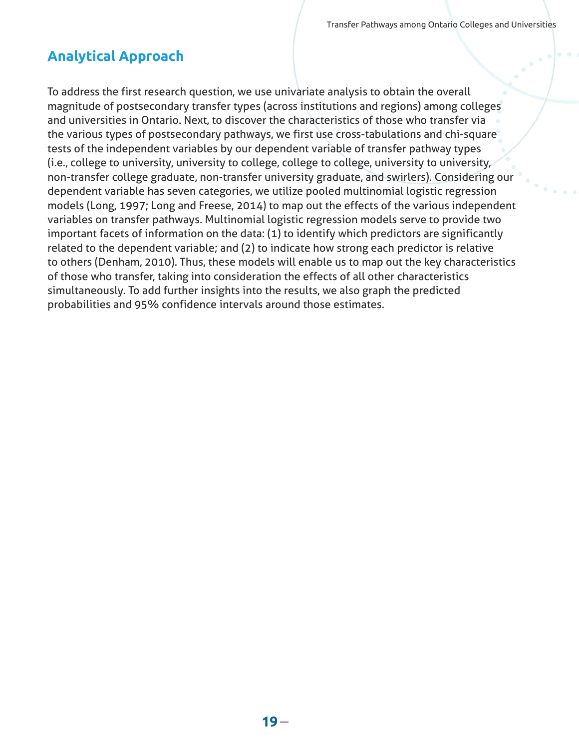## Analytical Approach

To address the first research question, we use univariate analysis to obtain the overall magnitude of postsecondary transfer types (across institutions and regions) among colleges and universities in Ontario. Next, to discover the characteristics of those who transfer via the various types of postsecondary pathways, we first use cross-tabulations and chi-square tests of the independent variables by our dependent variable of transfer pathway types (i.e., college to university, university to college, college to college, university to university, non-transfer college graduate, non-transfer university graduate, and swirlers). Considering our dependent variable has seven categories, we utilize pooled multinomial logistic regression models (Long, 1997; Long and Freese, 2014) to map out the effects of the various independent variables on transfer pathways. Multinomial logistic regression models serve to provide two important facets of information on the data: (1) to identify which predictors are significantly related to the dependent variable; and (2) to indicate how strong each predictor is relative to others (Denham, 2010). Thus, these models will enable us to map out the key characteristics of those who transfer, taking into consideration the effects of all other characteristics simultaneously. To add further insights into the results, we also graph the predicted probabilities and 95% confidence intervals around those estimates.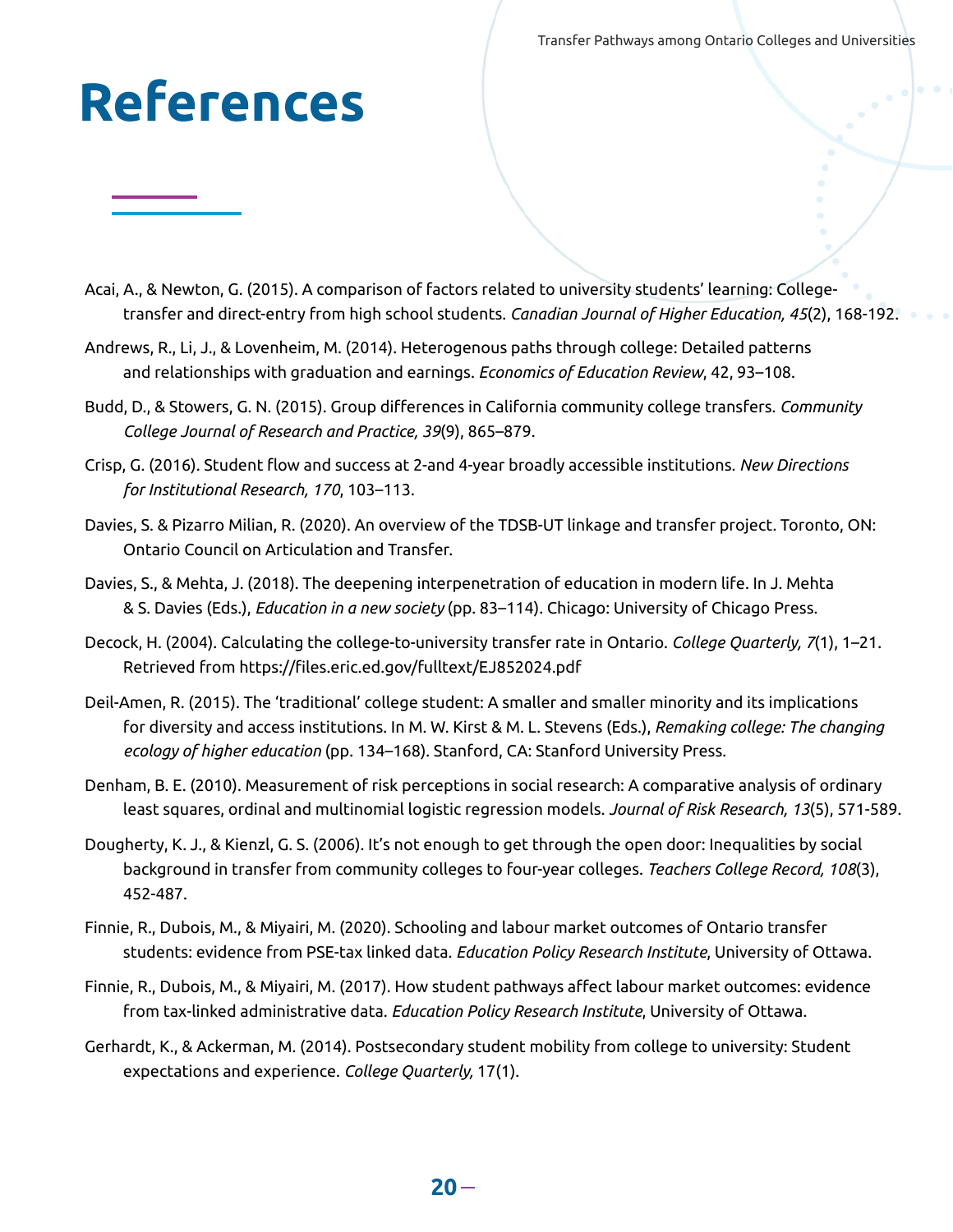# References

Acai, A., & Newton, G. (2015). A comparison of factors related to university students' learning: College-transfer and direct-entry from high school students. *Canadian Journal of Higher Education, 45*(2), 168-192.

Andrews, R., Li, J., & Lovenheim, M. (2014). Heterogenous paths through college: Detailed patterns and relationships with graduation and earnings. *Economics of Education Review*, 42, 93–108.

Budd, D., & Stowers, G. N. (2015). Group differences in California community college transfers. *Community College Journal of Research and Practice, 39*(9), 865–879.

Crisp, G. (2016). Student flow and success at 2-and 4-year broadly accessible institutions. *New Directions for Institutional Research, 170*, 103–113.

Davies, S. & Pizarro Milian, R. (2020). An overview of the TDSB-UT linkage and transfer project. Toronto, ON: Ontario Council on Articulation and Transfer.

Davies, S., & Mehta, J. (2018). The deepening interpenetration of education in modern life. In J. Mehta & S. Davies (Eds.), *Education in a new society* (pp. 83–114). Chicago: University of Chicago Press.

Decock, H. (2004). Calculating the college-to-university transfer rate in Ontario. *College Quarterly, 7*(1), 1–21. Retrieved from https://files.eric.ed.gov/fulltext/EJ852024.pdf

Deil-Amen, R. (2015). The 'traditional' college student: A smaller and smaller minority and its implications for diversity and access institutions. In M. W. Kirst & M. L. Stevens (Eds.), *Remaking college: The changing ecology of higher education* (pp. 134–168). Stanford, CA: Stanford University Press.

Denham, B. E. (2010). Measurement of risk perceptions in social research: A comparative analysis of ordinary least squares, ordinal and multinomial logistic regression models. *Journal of Risk Research, 13*(5), 571-589.

Dougherty, K. J., & Kienzl, G. S. (2006). It's not enough to get through the open door: Inequalities by social background in transfer from community colleges to four-year colleges. *Teachers College Record, 108*(3), 452-487.

Finnie, R., Dubois, M., & Miyairi, M. (2020). Schooling and labour market outcomes of Ontario transfer students: evidence from PSE-tax linked data. *Education Policy Research Institute*, University of Ottawa.

Finnie, R., Dubois, M., & Miyairi, M. (2017). How student pathways affect labour market outcomes: evidence from tax-linked administrative data. *Education Policy Research Institute*, University of Ottawa.

Gerhardt, K., & Ackerman, M. (2014). Postsecondary student mobility from college to university: Student expectations and experience. *College Quarterly,* 17(1).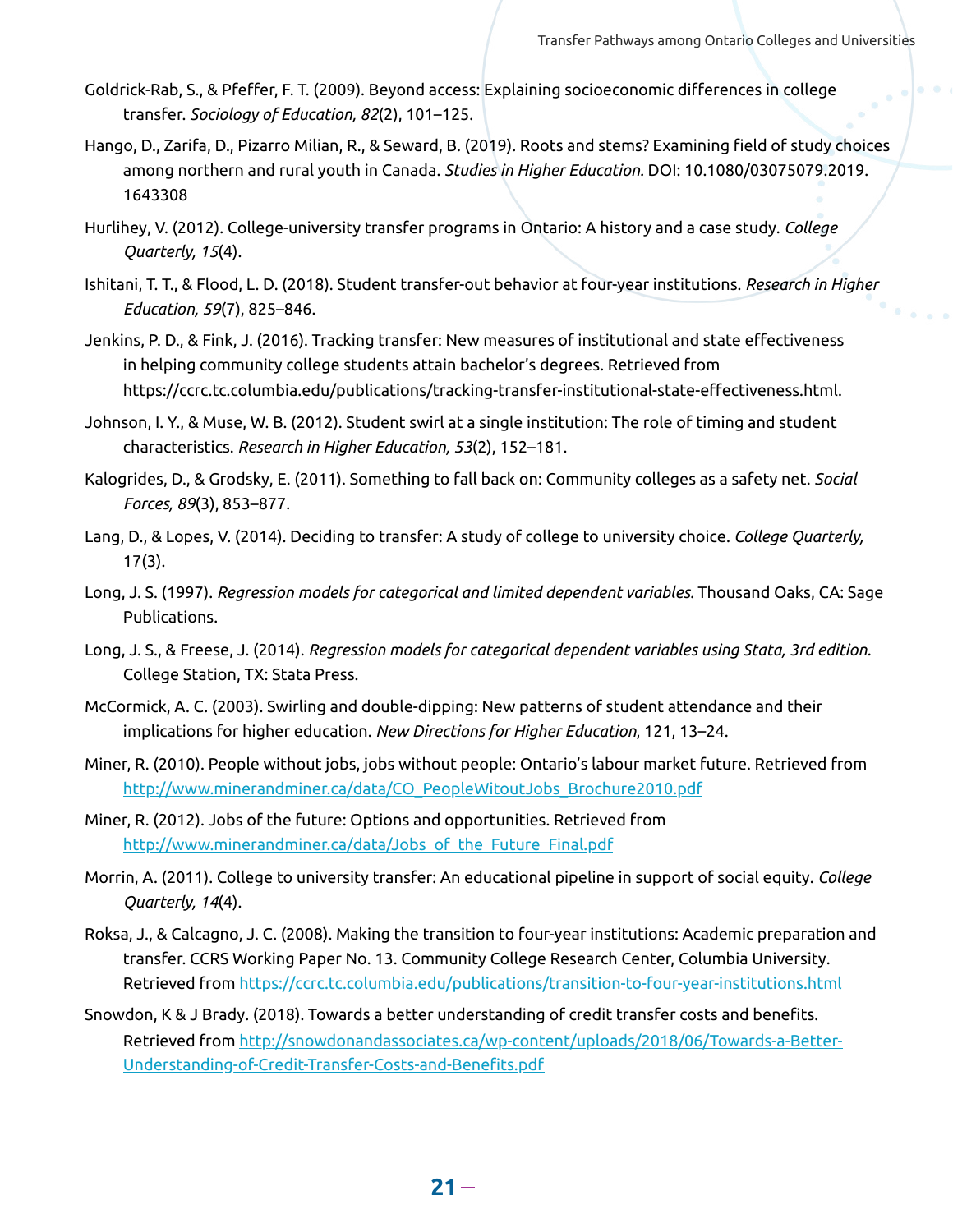Goldrick-Rab, S., & Pfeffer, F. T. (2009). Beyond access: Explaining socioeconomic differences in college transfer. *Sociology of Education, 82*(2), 101–125.

Hango, D., Zarifa, D., Pizarro Milian, R., & Seward, B. (2019). Roots and stems? Examining field of study choices among northern and rural youth in Canada. *Studies in Higher Education.* DOI: 10.1080/03075079.2019.1643308

Hurlihey, V. (2012). College-university transfer programs in Ontario: A history and a case study. *College Quarterly, 15*(4).

Ishitani, T. T., & Flood, L. D. (2018). Student transfer-out behavior at four-year institutions. *Research in Higher Education, 59*(7), 825–846.

Jenkins, P. D., & Fink, J. (2016). Tracking transfer: New measures of institutional and state effectiveness in helping community college students attain bachelor's degrees. Retrieved from https://ccrc.tc.columbia.edu/publications/tracking-transfer-institutional-state-effectiveness.html.

Johnson, I. Y., & Muse, W. B. (2012). Student swirl at a single institution: The role of timing and student characteristics. *Research in Higher Education, 53*(2), 152–181.

Kalogrides, D., & Grodsky, E. (2011). Something to fall back on: Community colleges as a safety net. *Social Forces, 89*(3), 853–877.

Lang, D., & Lopes, V. (2014). Deciding to transfer: A study of college to university choice. *College Quarterly,* 17(3).

Long, J. S. (1997). *Regression models for categorical and limited dependent variables.* Thousand Oaks, CA: Sage Publications.

Long, J. S., & Freese, J. (2014). *Regression models for categorical dependent variables using Stata, 3rd edition.* College Station, TX: Stata Press.

McCormick, A. C. (2003). Swirling and double-dipping: New patterns of student attendance and their implications for higher education. *New Directions for Higher Education*, 121, 13–24.

Miner, R. (2010). People without jobs, jobs without people: Ontario's labour market future. Retrieved from http://www.minerandminer.ca/data/CO_PeopleWitoutJobs_Brochure2010.pdf

Miner, R. (2012). Jobs of the future: Options and opportunities. Retrieved from http://www.minerandminer.ca/data/Jobs_of_the_Future_Final.pdf

Morrin, A. (2011). College to university transfer: An educational pipeline in support of social equity. *College Quarterly, 14*(4).

Roksa, J., & Calcagno, J. C. (2008). Making the transition to four-year institutions: Academic preparation and transfer. CCRS Working Paper No. 13. Community College Research Center, Columbia University. Retrieved from https://ccrc.tc.columbia.edu/publications/transition-to-four-year-institutions.html

Snowdon, K & J Brady. (2018). Towards a better understanding of credit transfer costs and benefits. Retrieved from http://snowdonandassociates.ca/wp-content/uploads/2018/06/Towards-a-Better-Understanding-of-Credit-Transfer-Costs-and-Benefits.pdf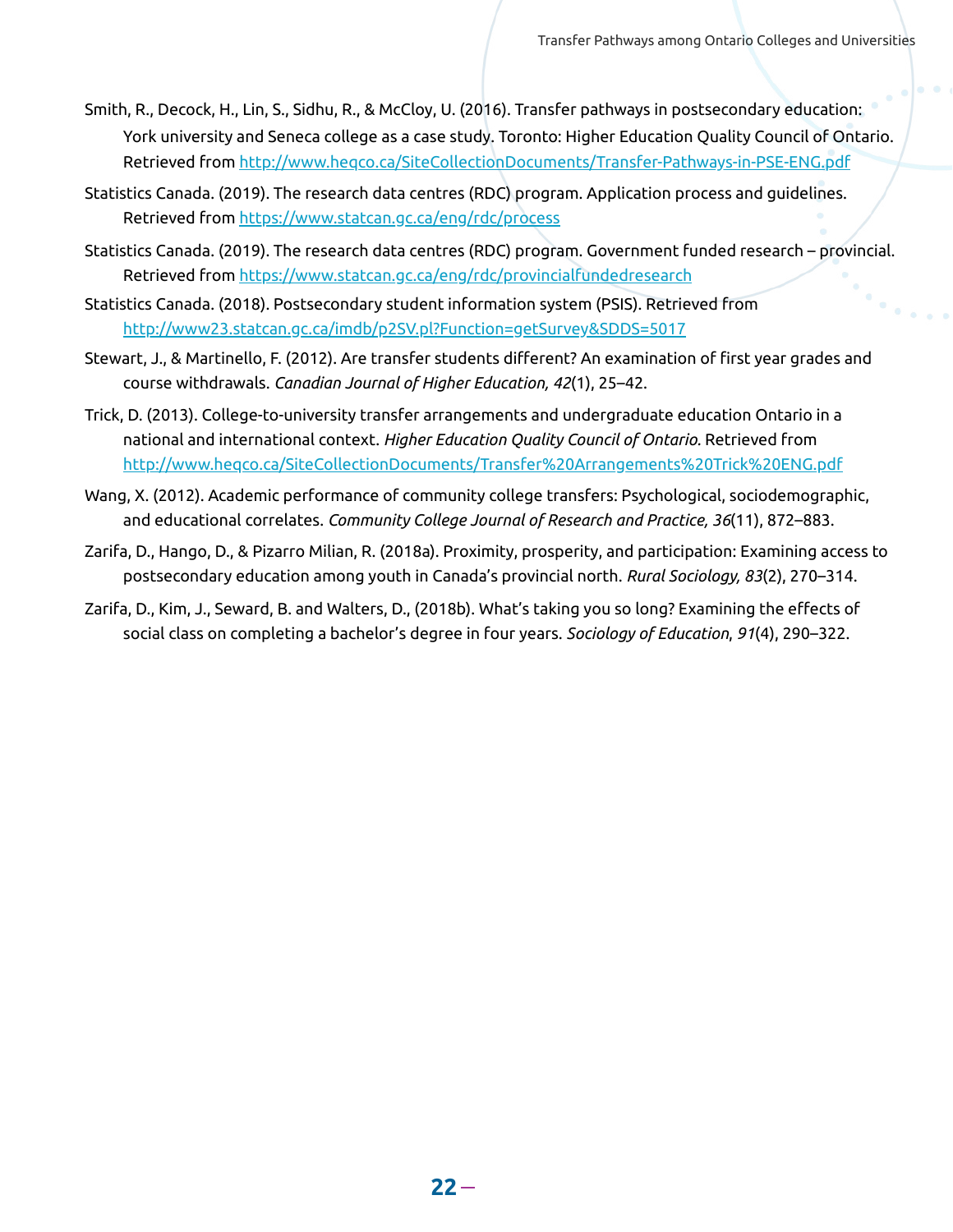Smith, R., Decock, H., Lin, S., Sidhu, R., & McCloy, U. (2016). Transfer pathways in postsecondary education: York university and Seneca college as a case study. Toronto: Higher Education Quality Council of Ontario. Retrieved from http://www.heqco.ca/SiteCollectionDocuments/Transfer-Pathways-in-PSE-ENG.pdf

Statistics Canada. (2019). The research data centres (RDC) program. Application process and guidelines. Retrieved from https://www.statcan.gc.ca/eng/rdc/process

Statistics Canada. (2019). The research data centres (RDC) program. Government funded research – provincial. Retrieved from https://www.statcan.gc.ca/eng/rdc/provincialfundedresearch

Statistics Canada. (2018). Postsecondary student information system (PSIS). Retrieved from http://www23.statcan.gc.ca/imdb/p2SV.pl?Function=getSurvey&SDDS=5017

Stewart, J., & Martinello, F. (2012). Are transfer students different? An examination of first year grades and course withdrawals. *Canadian Journal of Higher Education, 42*(1), 25–42.

Trick, D. (2013). College-to-university transfer arrangements and undergraduate education Ontario in a national and international context. *Higher Education Quality Council of Ontario.* Retrieved from http://www.heqco.ca/SiteCollectionDocuments/Transfer%20Arrangements%20Trick%20ENG.pdf

Wang, X. (2012). Academic performance of community college transfers: Psychological, sociodemographic, and educational correlates. *Community College Journal of Research and Practice, 36*(11), 872–883.

Zarifa, D., Hango, D., & Pizarro Milian, R. (2018a). Proximity, prosperity, and participation: Examining access to postsecondary education among youth in Canada's provincial north. *Rural Sociology, 83*(2), 270–314.

Zarifa, D., Kim, J., Seward, B. and Walters, D., (2018b). What's taking you so long? Examining the effects of social class on completing a bachelor's degree in four years. *Sociology of Education*, *91*(4), 290–322.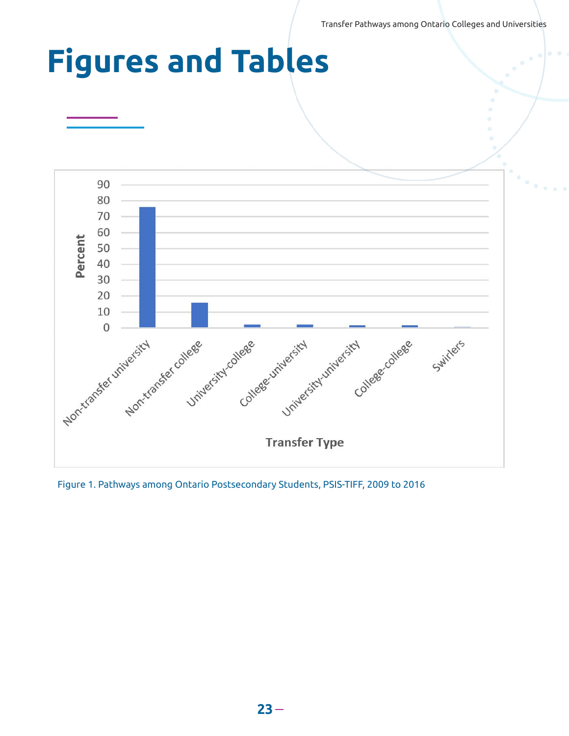# Figures and Tables

Figure 1. Pathways among Ontario Postsecondary Students, PSIS-TIFF, 2009 to 2016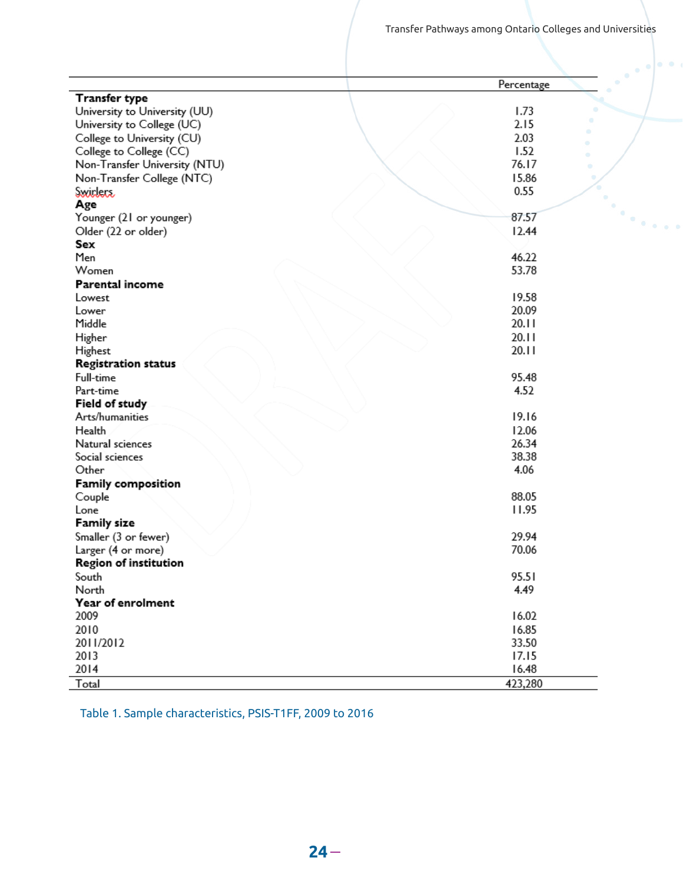| | Percentage |
|---|---|
| **Transfer type** | |
| University to University (UU) | 1.73 |
| University to College (UC) | 2.15 |
| College to University (CU) | 2.03 |
| College to College (CC) | 1.52 |
| Non-Transfer University (NTU) | 76.17 |
| Non-Transfer College (NTC) | 15.86 |
| Swirlers | 0.55 |
| **Age** | |
| Younger (21 or younger) | 87.57 |
| Older (22 or older) | 12.44 |
| **Sex** | |
| Men | 46.22 |
| Women | 53.78 |
| **Parental income** | |
| Lowest | 19.58 |
| Lower | 20.09 |
| Middle | 20.11 |
| Higher | 20.11 |
| Highest | 20.11 |
| **Registration status** | |
| Full-time | 95.48 |
| Part-time | 4.52 |
| **Field of study** | |
| Arts/humanities | 19.16 |
| Health | 12.06 |
| Natural sciences | 26.34 |
| Social sciences | 38.38 |
| Other | 4.06 |
| **Family composition** | |
| Couple | 88.05 |
| Lone | 11.95 |
| **Family size** | |
| Smaller (3 or fewer) | 29.94 |
| Larger (4 or more) | 70.06 |
| **Region of institution** | |
| South | 95.51 |
| North | 4.49 |
| **Year of enrolment** | |
| 2009 | 16.02 |
| 2010 | 16.85 |
| 2011/2012 | 33.50 |
| 2013 | 17.15 |
| 2014 | 16.48 |
| Total | 423,280 |

Table 1. Sample characteristics, PSIS-T1FF, 2009 to 2016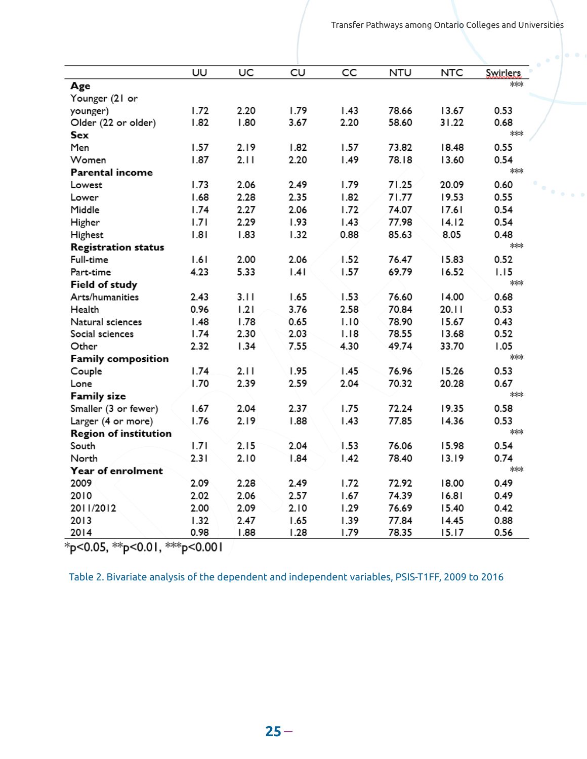| | UU | UC | CU | CC | NTU | NTC | Swirlers |
|---|---|---|---|---|---|---|---|
| **Age** | | | | | | | *** |
| Younger (21 or younger) | 1.72 | 2.20 | 1.79 | 1.43 | 78.66 | 13.67 | 0.53 |
| Older (22 or older) | 1.82 | 1.80 | 3.67 | 2.20 | 58.60 | 31.22 | 0.68 |
| **Sex** | | | | | | | *** |
| Men | 1.57 | 2.19 | 1.82 | 1.57 | 73.82 | 18.48 | 0.55 |
| Women | 1.87 | 2.11 | 2.20 | 1.49 | 78.18 | 13.60 | 0.54 |
| **Parental income** | | | | | | | *** |
| Lowest | 1.73 | 2.06 | 2.49 | 1.79 | 71.25 | 20.09 | 0.60 |
| Lower | 1.68 | 2.28 | 2.35 | 1.82 | 71.77 | 19.53 | 0.55 |
| Middle | 1.74 | 2.27 | 2.06 | 1.72 | 74.07 | 17.61 | 0.54 |
| Higher | 1.71 | 2.29 | 1.93 | 1.43 | 77.98 | 14.12 | 0.54 |
| Highest | 1.81 | 1.83 | 1.32 | 0.88 | 85.63 | 8.05 | 0.48 |
| **Registration status** | | | | | | | *** |
| Full-time | 1.61 | 2.00 | 2.06 | 1.52 | 76.47 | 15.83 | 0.52 |
| Part-time | 4.23 | 5.33 | 1.41 | 1.57 | 69.79 | 16.52 | 1.15 |
| **Field of study** | | | | | | | *** |
| Arts/humanities | 2.43 | 3.11 | 1.65 | 1.53 | 76.60 | 14.00 | 0.68 |
| Health | 0.96 | 1.21 | 3.76 | 2.58 | 70.84 | 20.11 | 0.53 |
| Natural sciences | 1.48 | 1.78 | 0.65 | 1.10 | 78.90 | 15.67 | 0.43 |
| Social sciences | 1.74 | 2.30 | 2.03 | 1.18 | 78.55 | 13.68 | 0.52 |
| Other | 2.32 | 1.34 | 7.55 | 4.30 | 49.74 | 33.70 | 1.05 |
| **Family composition** | | | | | | | *** |
| Couple | 1.74 | 2.11 | 1.95 | 1.45 | 76.96 | 15.26 | 0.53 |
| Lone | 1.70 | 2.39 | 2.59 | 2.04 | 70.32 | 20.28 | 0.67 |
| **Family size** | | | | | | | *** |
| Smaller (3 or fewer) | 1.67 | 2.04 | 2.37 | 1.75 | 72.24 | 19.35 | 0.58 |
| Larger (4 or more) | 1.76 | 2.19 | 1.88 | 1.43 | 77.85 | 14.36 | 0.53 |
| **Region of institution** | | | | | | | *** |
| South | 1.71 | 2.15 | 2.04 | 1.53 | 76.06 | 15.98 | 0.54 |
| North | 2.31 | 2.10 | 1.84 | 1.42 | 78.40 | 13.19 | 0.74 |
| **Year of enrolment** | | | | | | | *** |
| 2009 | 2.09 | 2.28 | 2.49 | 1.72 | 72.92 | 18.00 | 0.49 |
| 2010 | 2.02 | 2.06 | 2.57 | 1.67 | 74.39 | 16.81 | 0.49 |
| 2011/2012 | 2.00 | 2.09 | 2.10 | 1.29 | 76.69 | 15.40 | 0.42 |
| 2013 | 1.32 | 2.47 | 1.65 | 1.39 | 77.84 | 14.45 | 0.88 |
| 2014 | 0.98 | 1.88 | 1.28 | 1.79 | 78.35 | 15.17 | 0.56 |

*$p<0.05$, **$p<0.01$, ***$p<0.001$

Table 2. Bivariate analysis of the dependent and independent variables, PSIS-T1FF, 2009 to 2016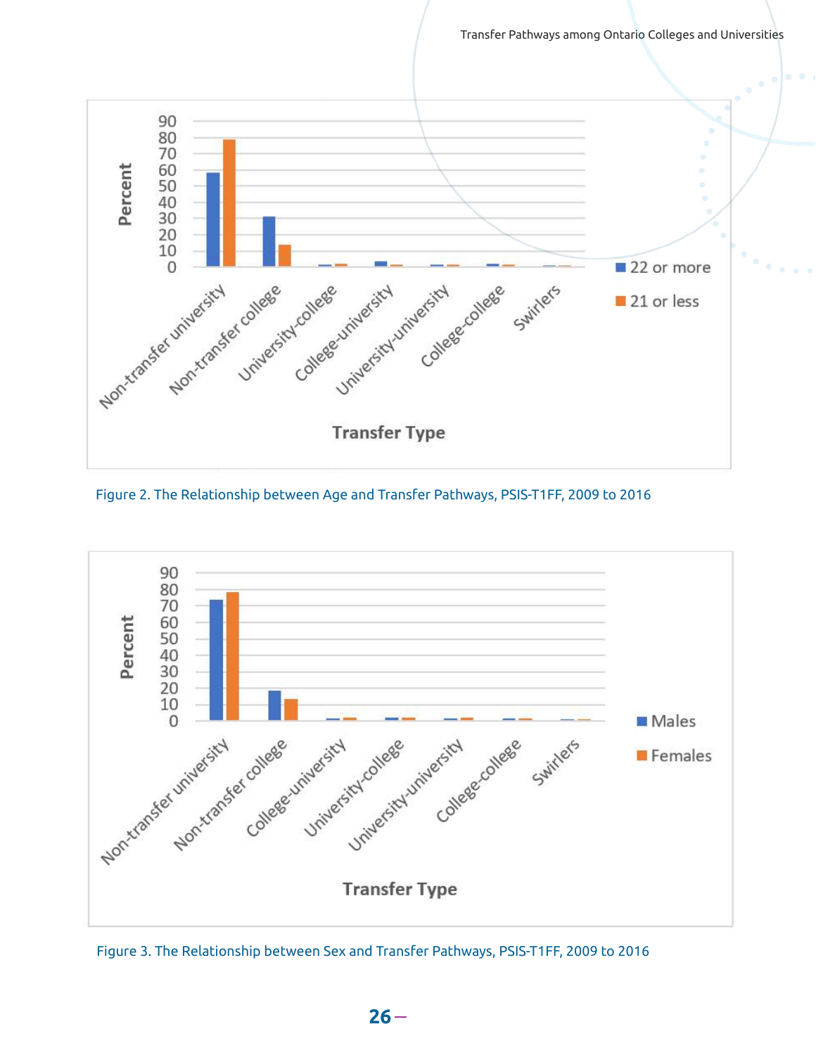Figure 2. The Relationship between Age and Transfer Pathways, PSIS-T1FF, 2009 to 2016

Figure 3. The Relationship between Sex and Transfer Pathways, PSIS-T1FF, 2009 to 2016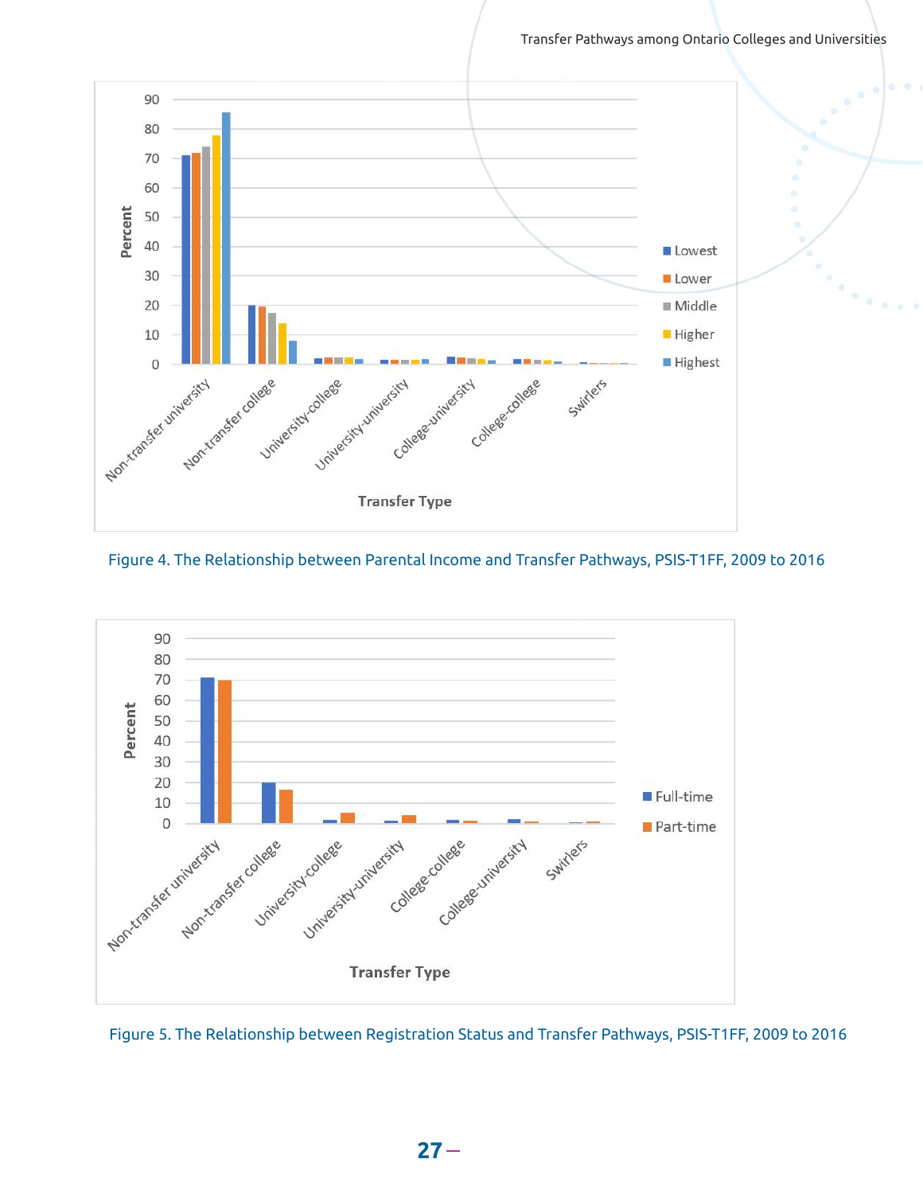Figure 4. The Relationship between Parental Income and Transfer Pathways, PSIS-T1FF, 2009 to 2016

Figure 5. The Relationship between Registration Status and Transfer Pathways, PSIS-T1FF, 2009 to 2016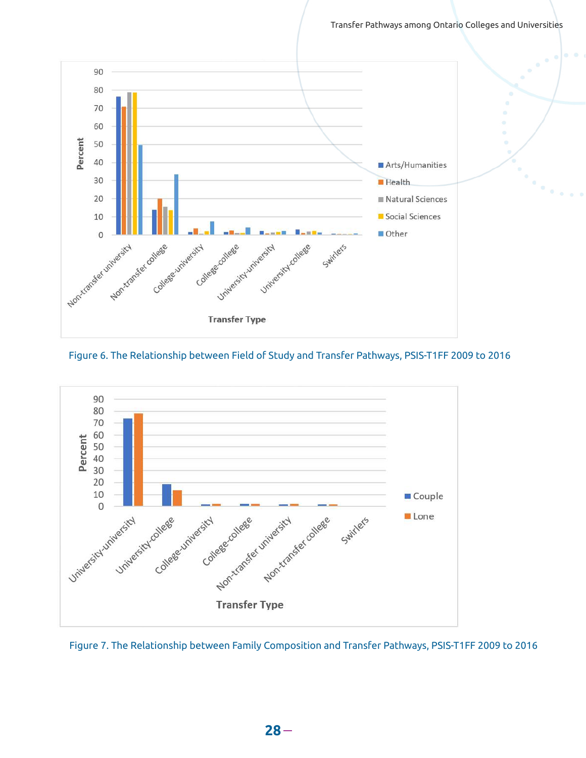Figure 6. The Relationship between Field of Study and Transfer Pathways, PSIS-T1FF 2009 to 2016

Figure 7. The Relationship between Family Composition and Transfer Pathways, PSIS-T1FF 2009 to 2016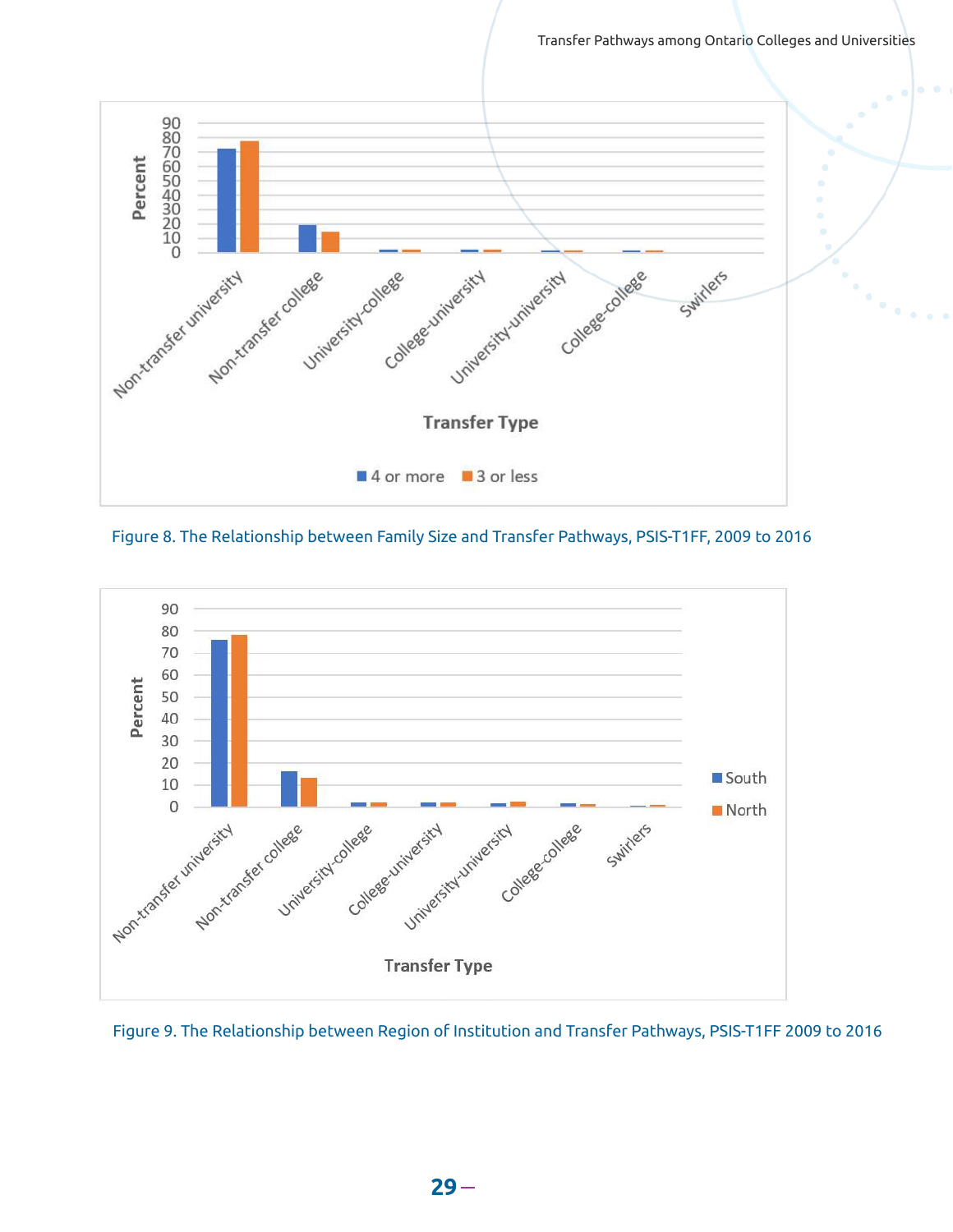Figure 8. The Relationship between Family Size and Transfer Pathways, PSIS-T1FF, 2009 to 2016

Figure 9. The Relationship between Region of Institution and Transfer Pathways, PSIS-T1FF 2009 to 2016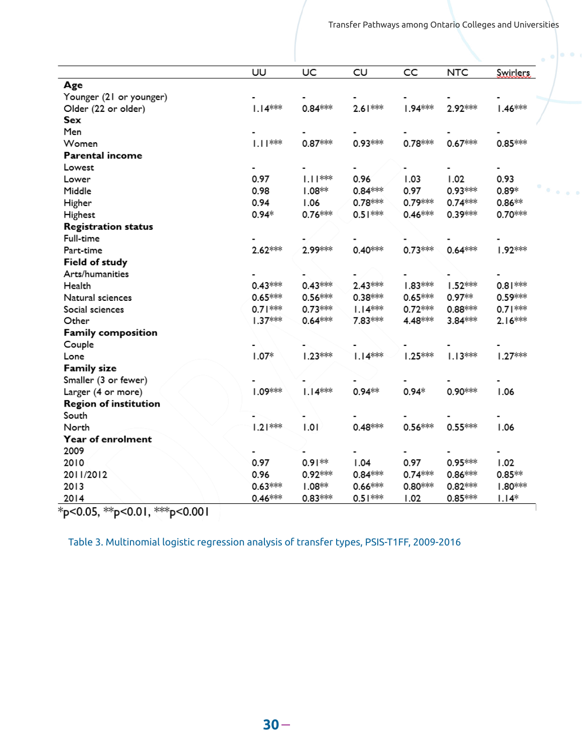| | UU | UC | CU | CC | NTC | Swirlers |
|---|---|---|---|---|---|---|
| **Age** | | | | | | |
| Younger (21 or younger) | - | - | - | - | - | - |
| Older (22 or older) | 1.14*** | 0.84*** | 2.61*** | 1.94*** | 2.92*** | 1.46*** |
| **Sex** | | | | | | |
| Men | - | - | - | - | - | - |
| Women | 1.11*** | 0.87*** | 0.93*** | 0.78*** | 0.67*** | 0.85*** |
| **Parental income** | | | | | | |
| Lowest | - | - | - | - | - | - |
| Lower | 0.97 | 1.11*** | 0.96 | 1.03 | 1.02 | 0.93 |
| Middle | 0.98 | 1.08** | 0.84*** | 0.97 | 0.93*** | 0.89* |
| Higher | 0.94 | 1.06 | 0.78*** | 0.79*** | 0.74*** | 0.86** |
| Highest | 0.94* | 0.76*** | 0.51*** | 0.46*** | 0.39*** | 0.70*** |
| **Registration status** | | | | | | |
| Full-time | - | - | - | - | - | - |
| Part-time | 2.62*** | 2.99*** | 0.40*** | 0.73*** | 0.64*** | 1.92*** |
| **Field of study** | | | | | | |
| Arts/humanities | - | - | - | - | - | - |
| Health | 0.43*** | 0.43*** | 2.43*** | 1.83*** | 1.52*** | 0.81*** |
| Natural sciences | 0.65*** | 0.56*** | 0.38*** | 0.65*** | 0.97** | 0.59*** |
| Social sciences | 0.71*** | 0.73*** | 1.14*** | 0.72*** | 0.88*** | 0.71*** |
| Other | 1.37*** | 0.64*** | 7.83*** | 4.48*** | 3.84*** | 2.16*** |
| **Family composition** | | | | | | |
| Couple | - | - | - | - | - | - |
| Lone | 1.07* | 1.23*** | 1.14*** | 1.25*** | 1.13*** | 1.27*** |
| **Family size** | | | | | | |
| Smaller (3 or fewer) | - | - | - | - | - | - |
| Larger (4 or more) | 1.09*** | 1.14*** | 0.94** | 0.94* | 0.90*** | 1.06 |
| **Region of institution** | | | | | | |
| South | - | - | - | - | - | - |
| North | 1.21*** | 1.01 | 0.48*** | 0.56*** | 0.55*** | 1.06 |
| **Year of enrolment** | | | | | | |
| 2009 | - | - | - | - | - | - |
| 2010 | 0.97 | 0.91** | 1.04 | 0.97 | 0.95*** | 1.02 |
| 2011/2012 | 0.96 | 0.92*** | 0.84*** | 0.74*** | 0.86*** | 0.85** |
| 2013 | 0.63*** | 1.08** | 0.66*** | 0.80*** | 0.82*** | 1.80*** |
| 2014 | 0.46*** | 0.83*** | 0.51*** | 1.02 | 0.85*** | 1.14* |

*p<0.05, **p<0.01, ***p<0.001

Table 3. Multinomial logistic regression analysis of transfer types, PSIS-T1FF, 2009-2016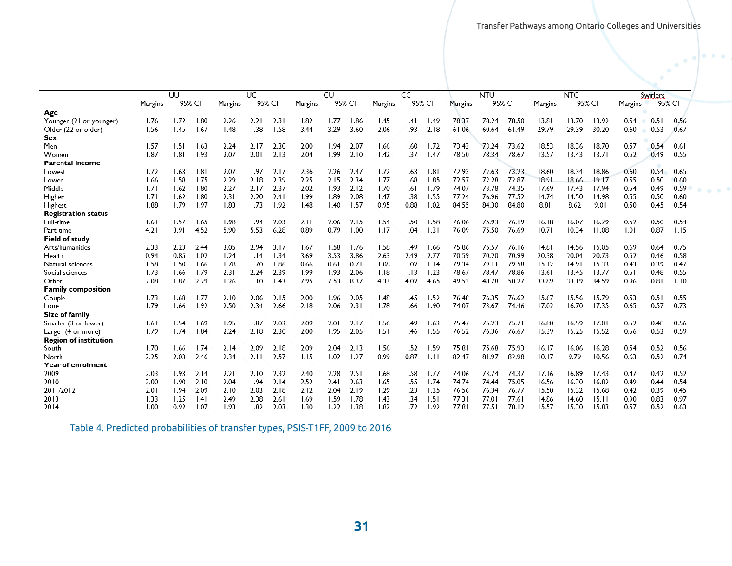| | UU | | | UC | | | CU | | | CC | | | NTU | | | NTC | | | Swirlers | | |
|---|---|---|---|---|---|---|---|---|---|---|---|---|---|---|---|---|---|---|---|---|---|
| | Margins | 95% CI | | Margins | 95% CI | | Margins | 95% CI | | Margins | 95% CI | | Margins | 95% CI | | Margins | 95% CI | | Margins | 95% CI | |
| **Age** | | | | | | | | | | | | | | | | | | | | | |
| Younger (21 or younger) | 1.76 | 1.72 | 1.80 | 2.26 | 2.21 | 2.31 | 1.82 | 1.77 | 1.86 | 1.45 | 1.41 | 1.49 | 78.37 | 78.24 | 78.50 | 13.81 | 13.70 | 13.92 | 0.54 | 0.51 | 0.56 |
| Older (22 or older) | 1.56 | 1.45 | 1.67 | 1.48 | 1.38 | 1.58 | 3.44 | 3.29 | 3.60 | 2.06 | 1.93 | 2.18 | 61.06 | 60.64 | 61.49 | 29.79 | 29.39 | 30.20 | 0.60 | 0.53 | 0.67 |
| **Sex** | | | | | | | | | | | | | | | | | | | | | |
| Men | 1.57 | 1.51 | 1.63 | 2.24 | 2.17 | 2.30 | 2.00 | 1.94 | 2.07 | 1.66 | 1.60 | 1.72 | 73.43 | 73.24 | 73.62 | 18.53 | 18.36 | 18.70 | 0.57 | 0.54 | 0.61 |
| Women | 1.87 | 1.81 | 1.93 | 2.07 | 2.01 | 2.13 | 2.04 | 1.99 | 2.10 | 1.42 | 1.37 | 1.47 | 78.50 | 78.34 | 78.67 | 13.57 | 13.43 | 13.71 | 0.52 | 0.49 | 0.55 |
| **Parental income** | | | | | | | | | | | | | | | | | | | | | |
| Lowest | 1.72 | 1.63 | 1.81 | 2.07 | 1.97 | 2.17 | 2.36 | 2.26 | 2.47 | 1.72 | 1.63 | 1.81 | 72.93 | 72.63 | 73.23 | 18.60 | 18.34 | 18.86 | 0.60 | 0.54 | 0.65 |
| Lower | 1.66 | 1.58 | 1.75 | 2.29 | 2.18 | 2.39 | 2.25 | 2.15 | 2.34 | 1.77 | 1.68 | 1.85 | 72.57 | 72.28 | 72.87 | 18.91 | 18.66 | 19.17 | 0.55 | 0.50 | 0.60 |
| Middle | 1.71 | 1.62 | 1.80 | 2.27 | 2.17 | 2.37 | 2.02 | 1.93 | 2.12 | 1.70 | 1.61 | 1.79 | 74.07 | 73.78 | 74.35 | 17.69 | 17.43 | 17.94 | 0.54 | 0.49 | 0.59 |
| Higher | 1.71 | 1.62 | 1.80 | 2.31 | 2.20 | 2.41 | 1.99 | 1.89 | 2.08 | 1.47 | 1.38 | 1.55 | 77.24 | 76.96 | 77.52 | 14.74 | 14.50 | 14.98 | 0.55 | 0.50 | 0.60 |
| Highest | 1.88 | 1.79 | 1.97 | 1.83 | 1.73 | 1.92 | 1.48 | 1.40 | 1.57 | 0.95 | 0.88 | 1.02 | 84.55 | 84.30 | 84.80 | 8.81 | 8.62 | 9.01 | 0.50 | 0.45 | 0.54 |
| **Registration status** | | | | | | | | | | | | | | | | | | | | | |
| Full-time | 1.61 | 1.57 | 1.65 | 1.98 | 1.94 | 2.03 | 2.11 | 2.06 | 2.15 | 1.54 | 1.50 | 1.58 | 76.06 | 75.93 | 76.19 | 16.18 | 16.07 | 16.29 | 0.52 | 0.50 | 0.54 |
| Part-time | 4.21 | 3.91 | 4.52 | 5.90 | 5.53 | 6.28 | 0.89 | 0.79 | 1.00 | 1.17 | 1.04 | 1.31 | 76.09 | 75.50 | 76.69 | 10.71 | 10.34 | 11.08 | 1.01 | 0.87 | 1.15 |
| **Field of study** | | | | | | | | | | | | | | | | | | | | | |
| Arts/humanities | 2.33 | 2.23 | 2.44 | 3.05 | 2.94 | 3.17 | 1.67 | 1.58 | 1.76 | 1.58 | 1.49 | 1.66 | 75.86 | 75.57 | 76.16 | 14.81 | 14.56 | 15.05 | 0.69 | 0.64 | 0.75 |
| Health | 0.94 | 0.85 | 1.02 | 1.24 | 1.14 | 1.34 | 3.69 | 3.53 | 3.86 | 2.63 | 2.49 | 2.77 | 70.59 | 70.20 | 70.99 | 20.38 | 20.04 | 20.73 | 0.52 | 0.46 | 0.58 |
| Natural sciences | 1.58 | 1.50 | 1.66 | 1.78 | 1.70 | 1.86 | 0.66 | 0.61 | 0.71 | 1.08 | 1.02 | 1.14 | 79.34 | 79.11 | 79.58 | 15.12 | 14.91 | 15.33 | 0.43 | 0.39 | 0.47 |
| Social sciences | 1.73 | 1.66 | 1.79 | 2.31 | 2.24 | 2.39 | 1.99 | 1.93 | 2.06 | 1.18 | 1.13 | 1.23 | 78.67 | 78.47 | 78.86 | 13.61 | 13.45 | 13.77 | 0.51 | 0.48 | 0.55 |
| Other | 2.08 | 1.87 | 2.29 | 1.26 | 1.10 | 1.43 | 7.95 | 7.53 | 8.37 | 4.33 | 4.02 | 4.65 | 49.53 | 48.78 | 50.27 | 33.89 | 33.19 | 34.59 | 0.96 | 0.81 | 1.10 |
| **Family composition** | | | | | | | | | | | | | | | | | | | | | |
| Couple | 1.73 | 1.68 | 1.77 | 2.10 | 2.06 | 2.15 | 2.00 | 1.96 | 2.05 | 1.48 | 1.45 | 1.52 | 76.48 | 76.35 | 76.62 | 15.67 | 15.56 | 15.79 | 0.53 | 0.51 | 0.55 |
| Lone | 1.79 | 1.66 | 1.92 | 2.50 | 2.34 | 2.66 | 2.18 | 2.06 | 2.31 | 1.78 | 1.66 | 1.90 | 74.07 | 73.67 | 74.46 | 17.02 | 16.70 | 17.35 | 0.65 | 0.57 | 0.73 |
| **Size of family** | | | | | | | | | | | | | | | | | | | | | |
| Smaller (3 or fewer) | 1.61 | 1.54 | 1.69 | 1.95 | 1.87 | 2.03 | 2.09 | 2.01 | 2.17 | 1.56 | 1.49 | 1.63 | 75.47 | 75.23 | 75.71 | 16.80 | 16.59 | 17.01 | 0.52 | 0.48 | 0.56 |
| Larger (4 or more) | 1.79 | 1.74 | 1.84 | 2.24 | 2.18 | 2.30 | 2.00 | 1.95 | 2.05 | 1.51 | 1.46 | 1.55 | 76.52 | 76.36 | 76.67 | 15.39 | 15.25 | 15.52 | 0.56 | 0.53 | 0.59 |
| **Region of institution** | | | | | | | | | | | | | | | | | | | | | |
| South | 1.70 | 1.66 | 1.74 | 2.14 | 2.09 | 2.18 | 2.09 | 2.04 | 2.13 | 1.56 | 1.52 | 1.59 | 75.81 | 75.68 | 75.93 | 16.17 | 16.06 | 16.28 | 0.54 | 0.52 | 0.56 |
| North | 2.25 | 2.03 | 2.46 | 2.34 | 2.11 | 2.57 | 1.15 | 1.02 | 1.27 | 0.99 | 0.87 | 1.11 | 82.47 | 81.97 | 82.98 | 10.17 | 9.79 | 10.56 | 0.63 | 0.52 | 0.74 |
| **Year of enrolment** | | | | | | | | | | | | | | | | | | | | | |
| 2009 | 2.03 | 1.93 | 2.14 | 2.21 | 2.10 | 2.32 | 2.40 | 2.28 | 2.51 | 1.68 | 1.58 | 1.77 | 74.06 | 73.74 | 74.37 | 17.16 | 16.89 | 17.43 | 0.47 | 0.42 | 0.52 |
| 2010 | 2.00 | 1.90 | 2.10 | 2.04 | 1.94 | 2.14 | 2.52 | 2.41 | 2.63 | 1.65 | 1.55 | 1.74 | 74.74 | 74.44 | 75.05 | 16.56 | 16.30 | 16.82 | 0.49 | 0.44 | 0.54 |
| 2011/2012 | 2.01 | 1.94 | 2.09 | 2.10 | 2.03 | 2.18 | 2.12 | 2.04 | 2.19 | 1.29 | 1.23 | 1.35 | 76.56 | 76.34 | 76.77 | 15.50 | 15.32 | 15.68 | 0.42 | 0.39 | 0.45 |
| 2013 | 1.33 | 1.25 | 1.41 | 2.49 | 2.38 | 2.61 | 1.69 | 1.59 | 1.78 | 1.43 | 1.34 | 1.51 | 77.31 | 77.01 | 77.61 | 14.86 | 14.60 | 15.11 | 0.90 | 0.83 | 0.97 |
| 2014 | 1.00 | 0.92 | 1.07 | 1.93 | 1.82 | 2.03 | 1.30 | 1.22 | 1.38 | 1.82 | 1.72 | 1.92 | 77.81 | 77.51 | 78.12 | 15.57 | 15.30 | 15.83 | 0.57 | 0.52 | 0.63 |

Table 4. Predicted probabilities of transfer types, PSIS-T1FF, 2009 to 2016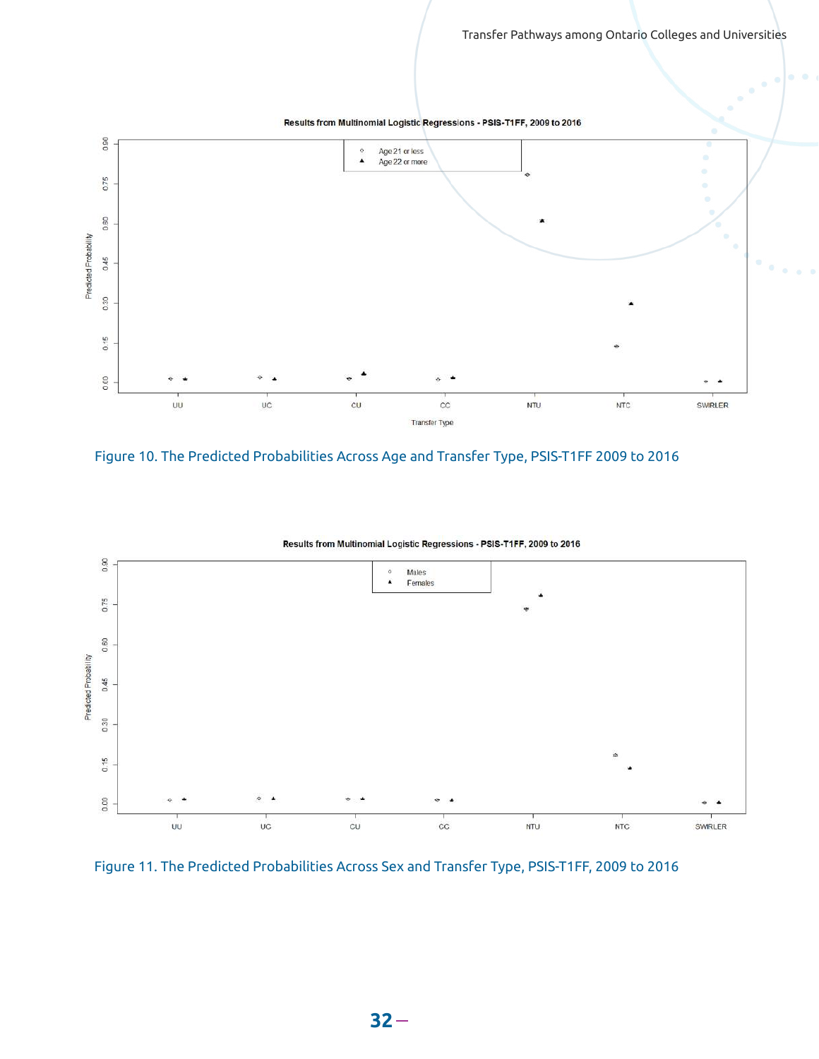Figure 10. The Predicted Probabilities Across Age and Transfer Type, PSIS-T1FF 2009 to 2016

Figure 11. The Predicted Probabilities Across Sex and Transfer Type, PSIS-T1FF, 2009 to 2016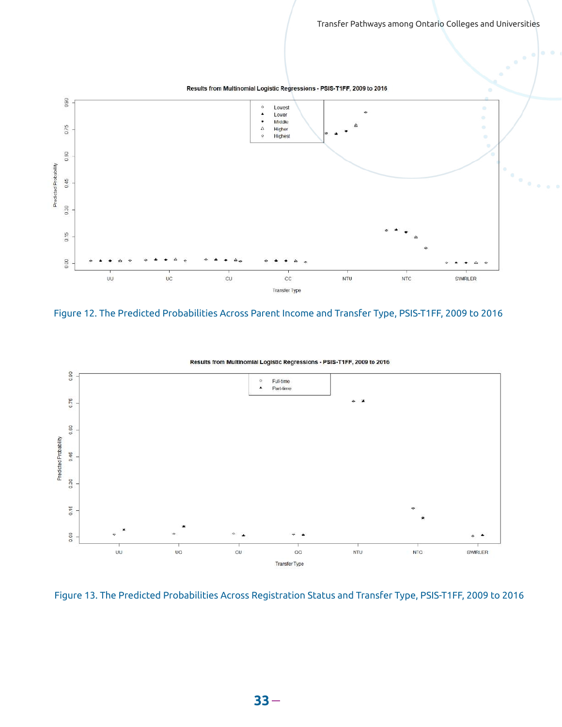Figure 12. The Predicted Probabilities Across Parent Income and Transfer Type, PSIS-T1FF, 2009 to 2016

Figure 13. The Predicted Probabilities Across Registration Status and Transfer Type, PSIS-T1FF, 2009 to 2016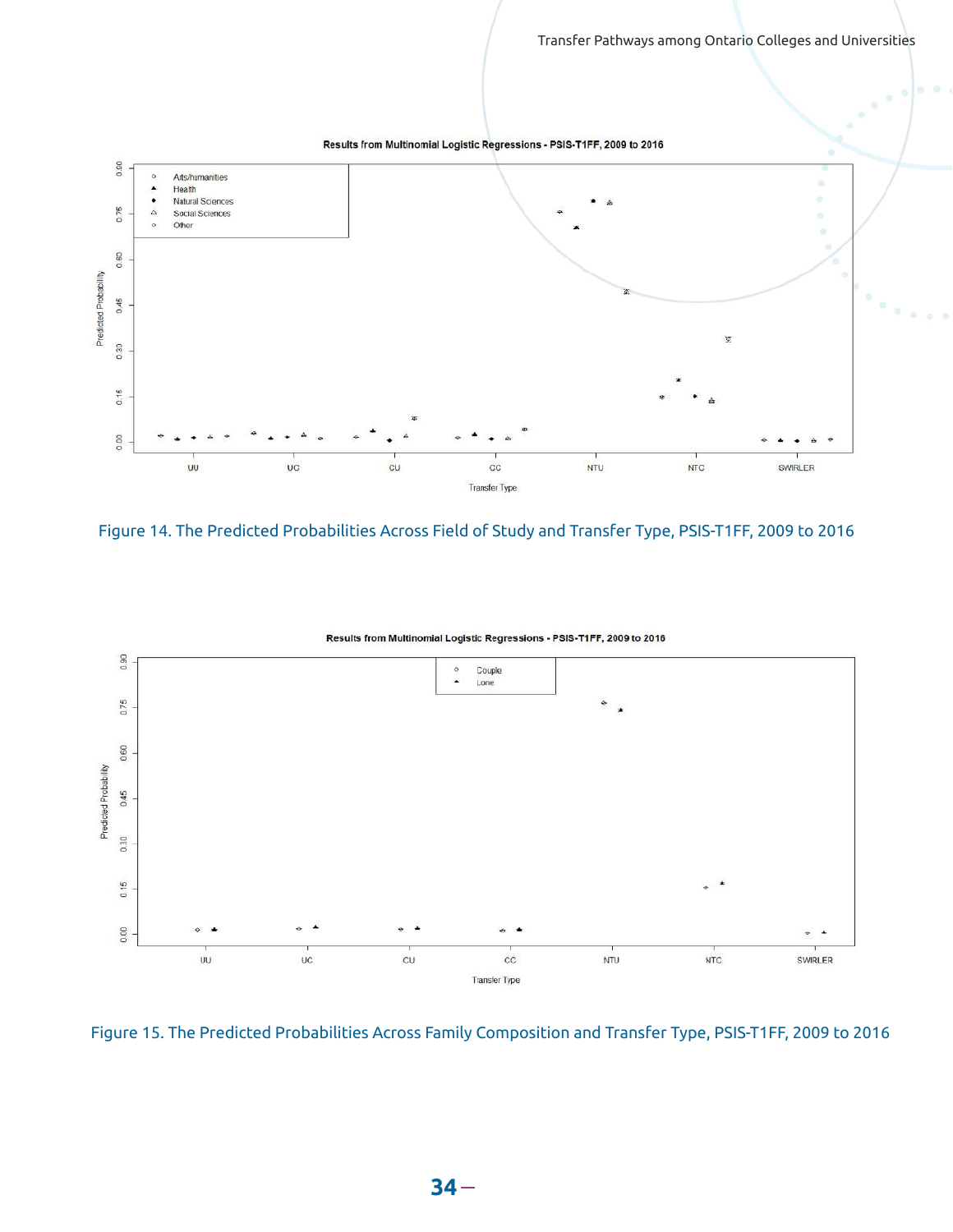Figure 14. The Predicted Probabilities Across Field of Study and Transfer Type, PSIS-T1FF, 2009 to 2016

Figure 15. The Predicted Probabilities Across Family Composition and Transfer Type, PSIS-T1FF, 2009 to 2016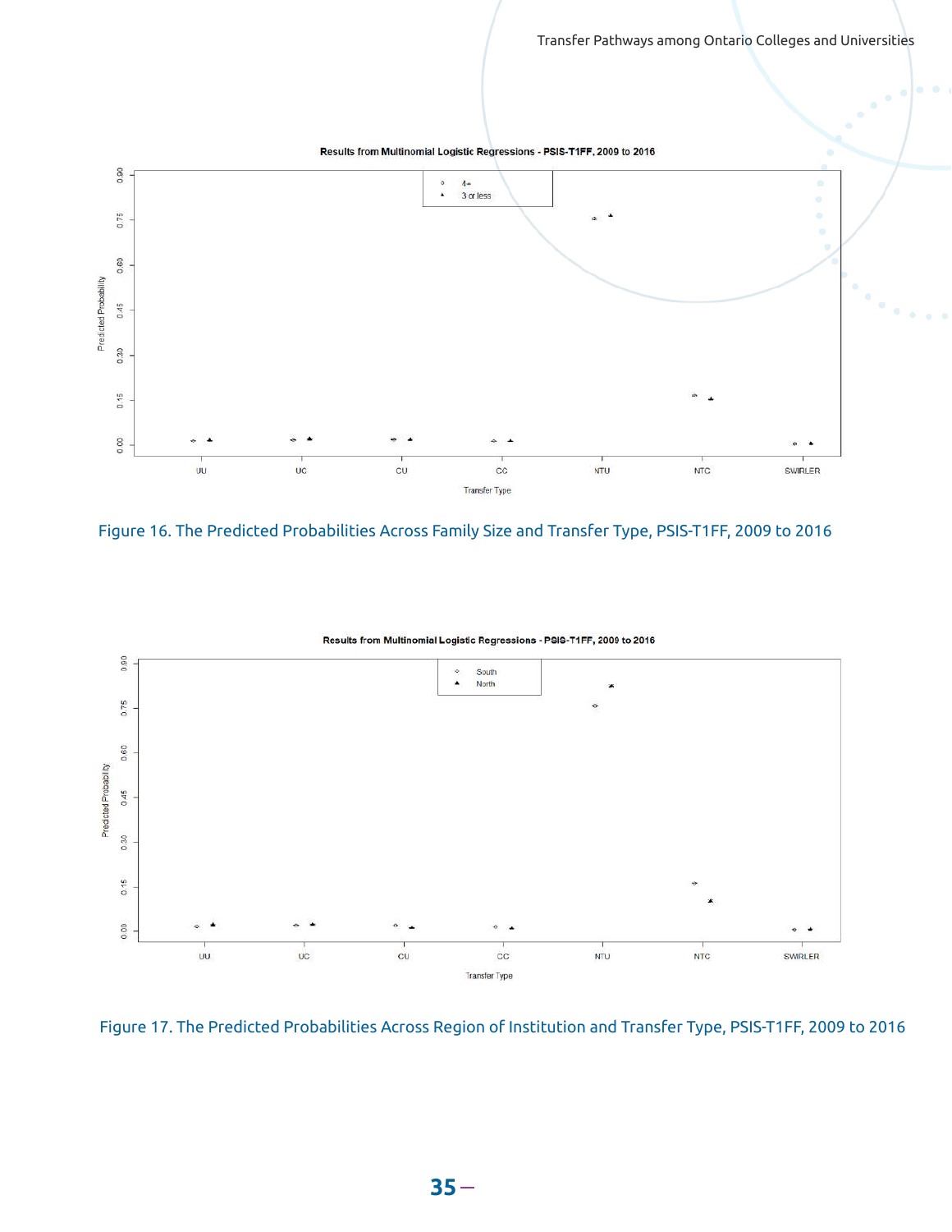Figure 16. The Predicted Probabilities Across Family Size and Transfer Type, PSIS-T1FF, 2009 to 2016

Figure 17. The Predicted Probabilities Across Region of Institution and Transfer Type, PSIS-T1FF, 2009 to 2016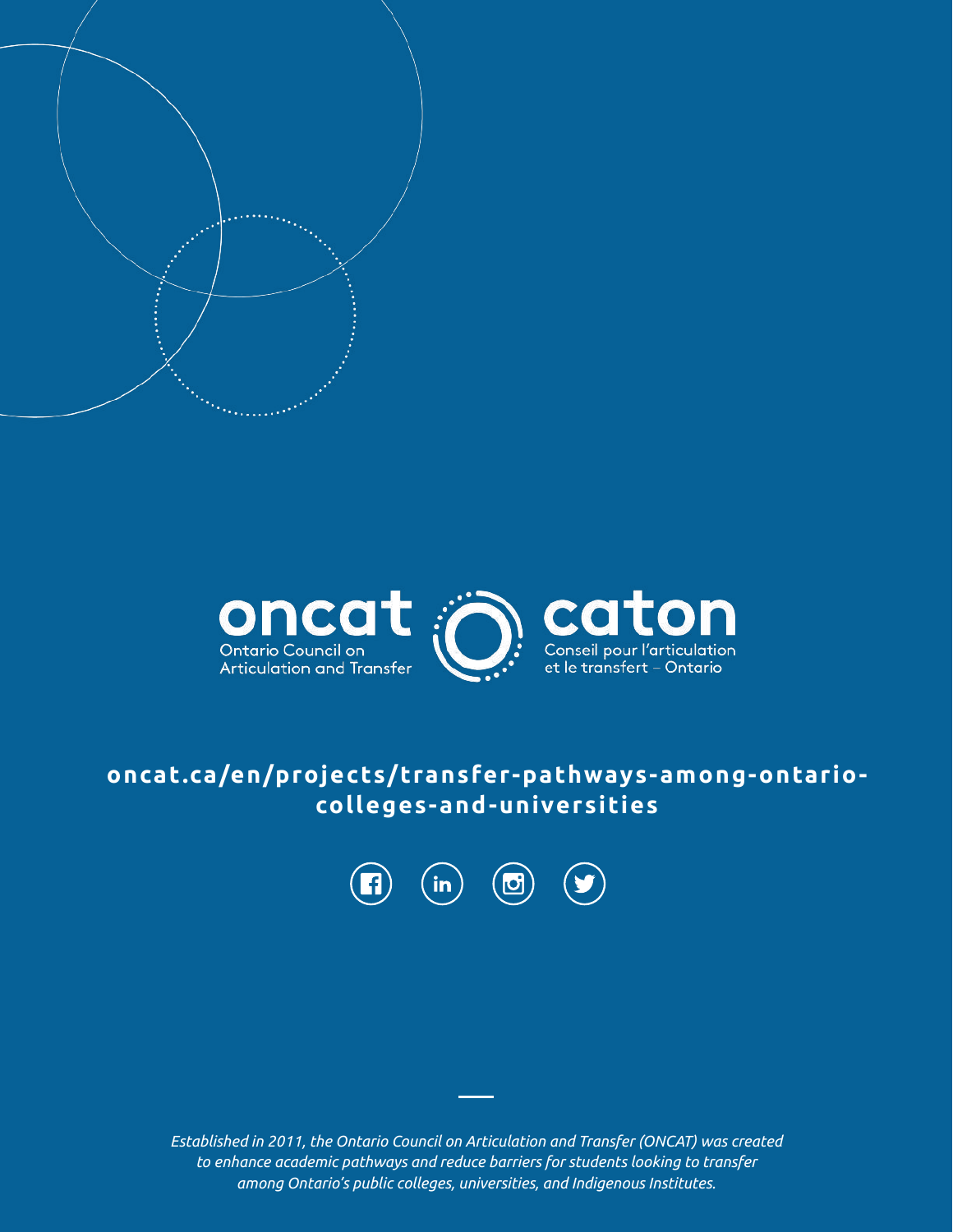oncat
Ontario Council on Articulation and Transfer

caton
Conseil pour l'articulation et le transfert – Ontario

**oncat.ca/en/projects/transfer-pathways-among-ontario-colleges-and-universities**

*Established in 2011, the Ontario Council on Articulation and Transfer (ONCAT) was created to enhance academic pathways and reduce barriers for students looking to transfer among Ontario's public colleges, universities, and Indigenous Institutes.*